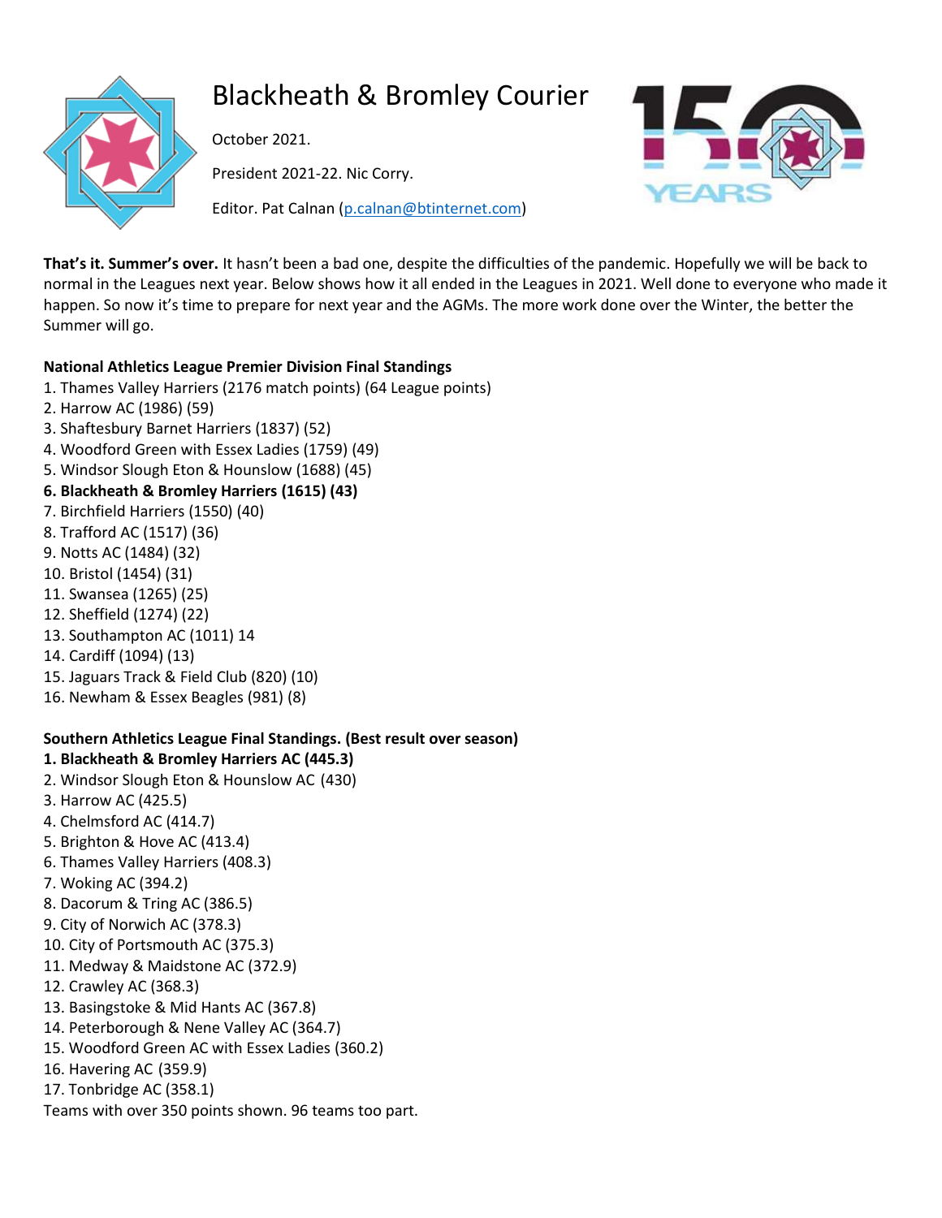# Blackheath & Bromley Courier

October 2021.

President 2021-22. Nic Corry.

Editor. Pat Calnan (p.calnan@btinternet.com)

**That's it. Summer's over.** It hasn't been a bad one, despite the difficulties of the pandemic. Hopefully we will be back to normal in the Leagues next year. Below shows how it all ended in the Leagues in 2021. Well done to everyone who made it happen. So now it's time to prepare for next year and the AGMs. The more work done over the Winter, the better the Summer will go.

**National Athletics League Premier Division Final Standings**

1. Thames Valley Harriers (2176 match points) (64 League points)
2. Harrow AC (1986) (59)
3. Shaftesbury Barnet Harriers (1837) (52)
4. Woodford Green with Essex Ladies (1759) (49)
5. Windsor Slough Eton & Hounslow (1688) (45)
6. **Blackheath & Bromley Harriers (1615) (43)**
7. Birchfield Harriers (1550) (40)
8. Trafford AC (1517) (36)
9. Notts AC (1484) (32)
10. Bristol (1454) (31)
11. Swansea (1265) (25)
12. Sheffield (1274) (22)
13. Southampton AC (1011) 14
14. Cardiff (1094) (13)
15. Jaguars Track & Field Club (820) (10)
16. Newham & Essex Beagles (981) (8)

**Southern Athletics League Final Standings. (Best result over season)**

1. **Blackheath & Bromley Harriers AC (445.3)**
2. Windsor Slough Eton & Hounslow AC (430)
3. Harrow AC (425.5)
4. Chelmsford AC (414.7)
5. Brighton & Hove AC (413.4)
6. Thames Valley Harriers (408.3)
7. Woking AC (394.2)
8. Dacorum & Tring AC (386.5)
9. City of Norwich AC (378.3)
10. City of Portsmouth AC (375.3)
11. Medway & Maidstone AC (372.9)
12. Crawley AC (368.3)
13. Basingstoke & Mid Hants AC (367.8)
14. Peterborough & Nene Valley AC (364.7)
15. Woodford Green AC with Essex Ladies (360.2)
16. Havering AC (359.9)
17. Tonbridge AC (358.1)

Teams with over 350 points shown. 96 teams too part.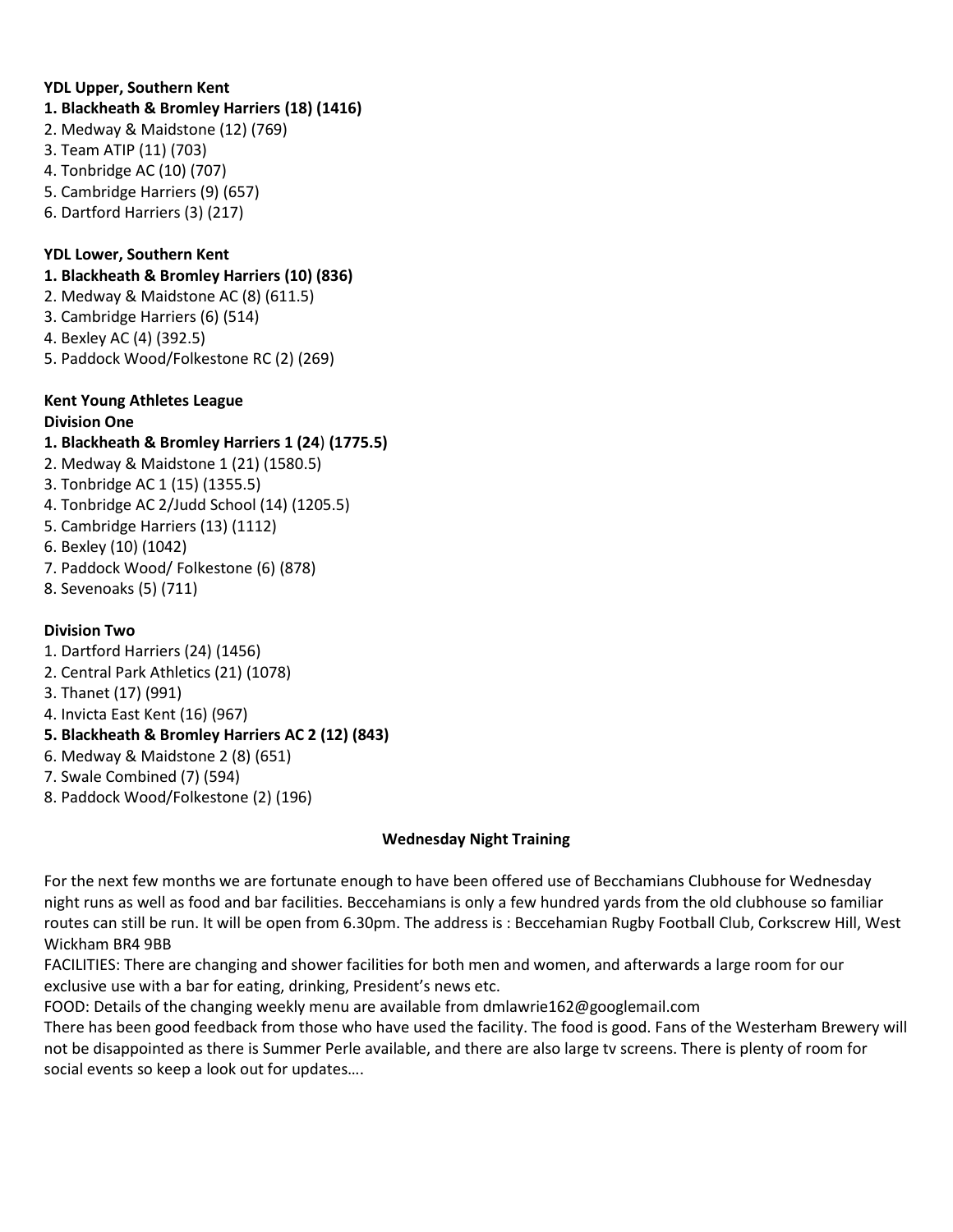**YDL Upper, Southern Kent**

**1. Blackheath & Bromley Harriers (18) (1416)**
2. Medway & Maidstone (12) (769)
3. Team ATIP (11) (703)
4. Tonbridge AC (10) (707)
5. Cambridge Harriers (9) (657)
6. Dartford Harriers (3) (217)

**YDL Lower, Southern Kent**

**1. Blackheath & Bromley Harriers (10) (836)**
2. Medway & Maidstone AC (8) (611.5)
3. Cambridge Harriers (6) (514)
4. Bexley AC (4) (392.5)
5. Paddock Wood/Folkestone RC (2) (269)

**Kent Young Athletes League**
**Division One**

**1. Blackheath & Bromley Harriers 1 (24) (1775.5)**
2. Medway & Maidstone 1 (21) (1580.5)
3. Tonbridge AC 1 (15) (1355.5)
4. Tonbridge AC 2/Judd School (14) (1205.5)
5. Cambridge Harriers (13) (1112)
6. Bexley (10) (1042)
7. Paddock Wood/ Folkestone (6) (878)
8. Sevenoaks (5) (711)

**Division Two**

1. Dartford Harriers (24) (1456)
2. Central Park Athletics (21) (1078)
3. Thanet (17) (991)
4. Invicta East Kent (16) (967)

**5. Blackheath & Bromley Harriers AC 2 (12) (843)**

6. Medway & Maidstone 2 (8) (651)
7. Swale Combined (7) (594)
8. Paddock Wood/Folkestone (2) (196)

## Wednesday Night Training

For the next few months we are fortunate enough to have been offered use of Becchamians Clubhouse for Wednesday night runs as well as food and bar facilities. Beccehamians is only a few hundred yards from the old clubhouse so familiar routes can still be run. It will be open from 6.30pm. The address is : Beccehamian Rugby Football Club, Corkscrew Hill, West Wickham BR4 9BB

FACILITIES: There are changing and shower facilities for both men and women, and afterwards a large room for our exclusive use with a bar for eating, drinking, President's news etc.

FOOD: Details of the changing weekly menu are available from dmlawrie162@googlemail.com

There has been good feedback from those who have used the facility. The food is good. Fans of the Westerham Brewery will not be disappointed as there is Summer Perle available, and there are also large tv screens. There is plenty of room for social events so keep a look out for updates….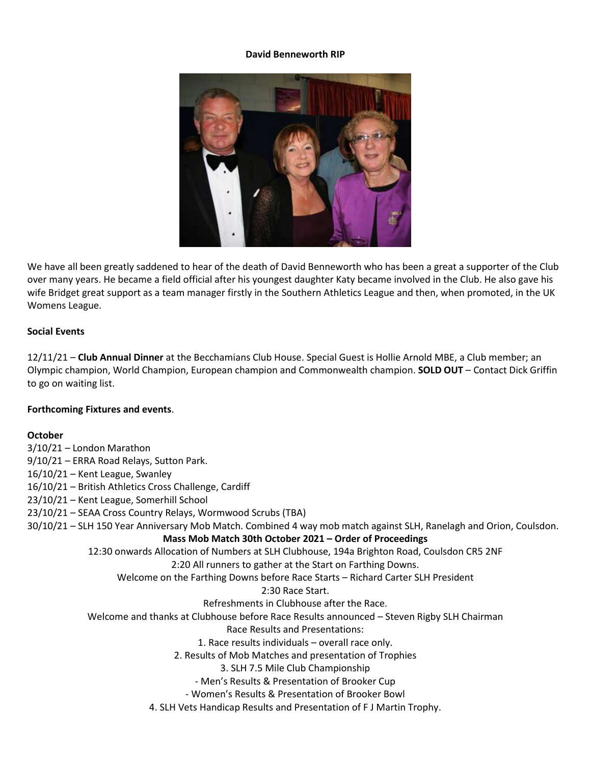**David Benneworth RIP**

We have all been greatly saddened to hear of the death of David Benneworth who has been a great a supporter of the Club over many years. He became a field official after his youngest daughter Katy became involved in the Club. He also gave his wife Bridget great support as a team manager firstly in the Southern Athletics League and then, when promoted, in the UK Womens League.

**Social Events**

12/11/21 – **Club Annual Dinner** at the Becchamians Club House. Special Guest is Hollie Arnold MBE, a Club member; an Olympic champion, World Champion, European champion and Commonwealth champion. **SOLD OUT** – Contact Dick Griffin to go on waiting list.

**Forthcoming Fixtures and events**.

**October**

3/10/21 – London Marathon
9/10/21 – ERRA Road Relays, Sutton Park.
16/10/21 – Kent League, Swanley
16/10/21 – British Athletics Cross Challenge, Cardiff
23/10/21 – Kent League, Somerhill School
23/10/21 – SEAA Cross Country Relays, Wormwood Scrubs (TBA)
30/10/21 – SLH 150 Year Anniversary Mob Match. Combined 4 way mob match against SLH, Ranelagh and Orion, Coulsdon.

**Mass Mob Match 30th October 2021 – Order of Proceedings**

12:30 onwards Allocation of Numbers at SLH Clubhouse, 194a Brighton Road, Coulsdon CR5 2NF

2:20 All runners to gather at the Start on Farthing Downs.

Welcome on the Farthing Downs before Race Starts – Richard Carter SLH President

2:30 Race Start.

Refreshments in Clubhouse after the Race.

Welcome and thanks at Clubhouse before Race Results announced – Steven Rigby SLH Chairman

Race Results and Presentations:

1. Race results individuals – overall race only.
2. Results of Mob Matches and presentation of Trophies
3. SLH 7.5 Mile Club Championship
   - Men's Results & Presentation of Brooker Cup
   - Women's Results & Presentation of Brooker Bowl
4. SLH Vets Handicap Results and Presentation of F J Martin Trophy.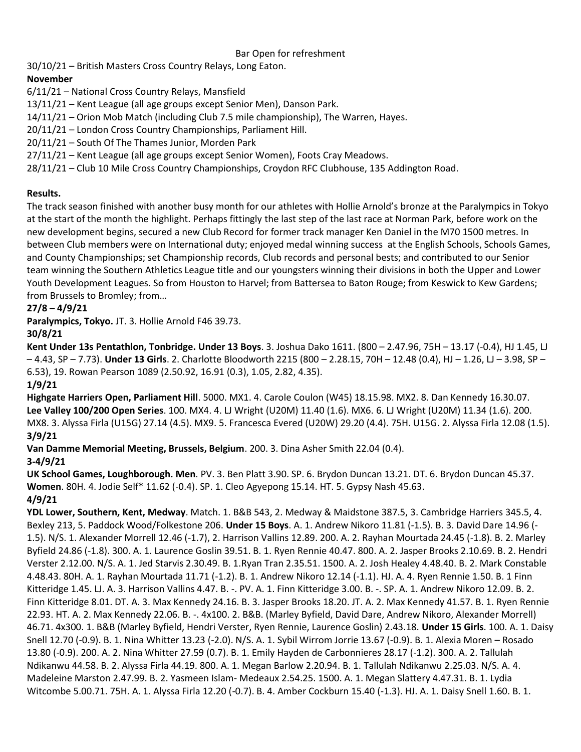Bar Open for refreshment

30/10/21 – British Masters Cross Country Relays, Long Eaton.

**November**

6/11/21 – National Cross Country Relays, Mansfield

13/11/21 – Kent League (all age groups except Senior Men), Danson Park.

14/11/21 – Orion Mob Match (including Club 7.5 mile championship), The Warren, Hayes.

20/11/21 – London Cross Country Championships, Parliament Hill.

20/11/21 – South Of The Thames Junior, Morden Park

27/11/21 – Kent League (all age groups except Senior Women), Foots Cray Meadows.

28/11/21 – Club 10 Mile Cross Country Championships, Croydon RFC Clubhouse, 135 Addington Road.

**Results.**

The track season finished with another busy month for our athletes with Hollie Arnold's bronze at the Paralympics in Tokyo at the start of the month the highlight. Perhaps fittingly the last step of the last race at Norman Park, before work on the new development begins, secured a new Club Record for former track manager Ken Daniel in the M70 1500 metres. In between Club members were on International duty; enjoyed medal winning success at the English Schools, Schools Games, and County Championships; set Championship records, Club records and personal bests; and contributed to our Senior team winning the Southern Athletics League title and our youngsters winning their divisions in both the Upper and Lower Youth Development Leagues. So from Houston to Harvel; from Battersea to Baton Rouge; from Keswick to Kew Gardens; from Brussels to Bromley; from…

**27/8 – 4/9/21**

**Paralympics, Tokyo.** JT. 3. Hollie Arnold F46 39.73.

**30/8/21**

**Kent Under 13s Pentathlon, Tonbridge. Under 13 Boys**. 3. Joshua Dako 1611. (800 – 2.47.96, 75H – 13.17 (-0.4), HJ 1.45, LJ – 4.43, SP – 7.73). **Under 13 Girls**. 2. Charlotte Bloodworth 2215 (800 – 2.28.15, 70H – 12.48 (0.4), HJ – 1.26, LJ – 3.98, SP – 6.53), 19. Rowan Pearson 1089 (2.50.92, 16.91 (0.3), 1.05, 2.82, 4.35).

**1/9/21**

**Highgate Harriers Open, Parliament Hill**. 5000. MX1. 4. Carole Coulon (W45) 18.15.98. MX2. 8. Dan Kennedy 16.30.07. **Lee Valley 100/200 Open Series**. 100. MX4. 4. LJ Wright (U20M) 11.40 (1.6). MX6. 6. LJ Wright (U20M) 11.34 (1.6). 200. MX8. 3. Alyssa Firla (U15G) 27.14 (4.5). MX9. 5. Francesca Evered (U20W) 29.20 (4.4). 75H. U15G. 2. Alyssa Firla 12.08 (1.5).

**3/9/21**

**Van Damme Memorial Meeting, Brussels, Belgium**. 200. 3. Dina Asher Smith 22.04 (0.4).

**3-4/9/21**

**UK School Games, Loughborough. Men**. PV. 3. Ben Platt 3.90. SP. 6. Brydon Duncan 13.21. DT. 6. Brydon Duncan 45.37. **Women**. 80H. 4. Jodie Self* 11.62 (-0.4). SP. 1. Cleo Agyepong 15.14. HT. 5. Gypsy Nash 45.63.

**4/9/21**

**YDL Lower, Southern, Kent, Medway**. Match. 1. B&B 543, 2. Medway & Maidstone 387.5, 3. Cambridge Harriers 345.5, 4. Bexley 213, 5. Paddock Wood/Folkestone 206. **Under 15 Boys**. A. 1. Andrew Nikoro 11.81 (-1.5). B. 3. David Dare 14.96 (-1.5). N/S. 1. Alexander Morrell 12.46 (-1.7), 2. Harrison Vallins 12.89. 200. A. 2. Rayhan Mourtada 24.45 (-1.8). B. 2. Marley Byfield 24.86 (-1.8). 300. A. 1. Laurence Goslin 39.51. B. 1. Ryen Rennie 40.47. 800. A. 2. Jasper Brooks 2.10.69. B. 2. Hendri Verster 2.12.00. N/S. A. 1. Jed Starvis 2.30.49. B. 1.Ryan Tran 2.35.51. 1500. A. 2. Josh Healey 4.48.40. B. 2. Mark Constable 4.48.43. 80H. A. 1. Rayhan Mourtada 11.71 (-1.2). B. 1. Andrew Nikoro 12.14 (-1.1). HJ. A. 4. Ryen Rennie 1.50. B. 1 Finn Kitteridge 1.45. LJ. A. 3. Harrison Vallins 4.47. B. -. PV. A. 1. Finn Kitteridge 3.00. B. -. SP. A. 1. Andrew Nikoro 12.09. B. 2. Finn Kitteridge 8.01. DT. A. 3. Max Kennedy 24.16. B. 3. Jasper Brooks 18.20. JT. A. 2. Max Kennedy 41.57. B. 1. Ryen Rennie 22.93. HT. A. 2. Max Kennedy 22.06. B. -. 4x100. 2. B&B. (Marley Byfield, David Dare, Andrew Nikoro, Alexander Morrell) 46.71. 4x300. 1. B&B (Marley Byfield, Hendri Verster, Ryen Rennie, Laurence Goslin) 2.43.18. **Under 15 Girls**. 100. A. 1. Daisy Snell 12.70 (-0.9). B. 1. Nina Whitter 13.23 (-2.0). N/S. A. 1. Sybil Wirrom Jorrie 13.67 (-0.9). B. 1. Alexia Moren – Rosado 13.80 (-0.9). 200. A. 2. Nina Whitter 27.59 (0.7). B. 1. Emily Hayden de Carbonnieres 28.17 (-1.2). 300. A. 2. Tallulah Ndikanwu 44.58. B. 2. Alyssa Firla 44.19. 800. A. 1. Megan Barlow 2.20.94. B. 1. Tallulah Ndikanwu 2.25.03. N/S. A. 4. Madeleine Marston 2.47.99. B. 2. Yasmeen Islam- Medeaux 2.54.25. 1500. A. 1. Megan Slattery 4.47.31. B. 1. Lydia Witcombe 5.00.71. 75H. A. 1. Alyssa Firla 12.20 (-0.7). B. 4. Amber Cockburn 15.40 (-1.3). HJ. A. 1. Daisy Snell 1.60. B. 1.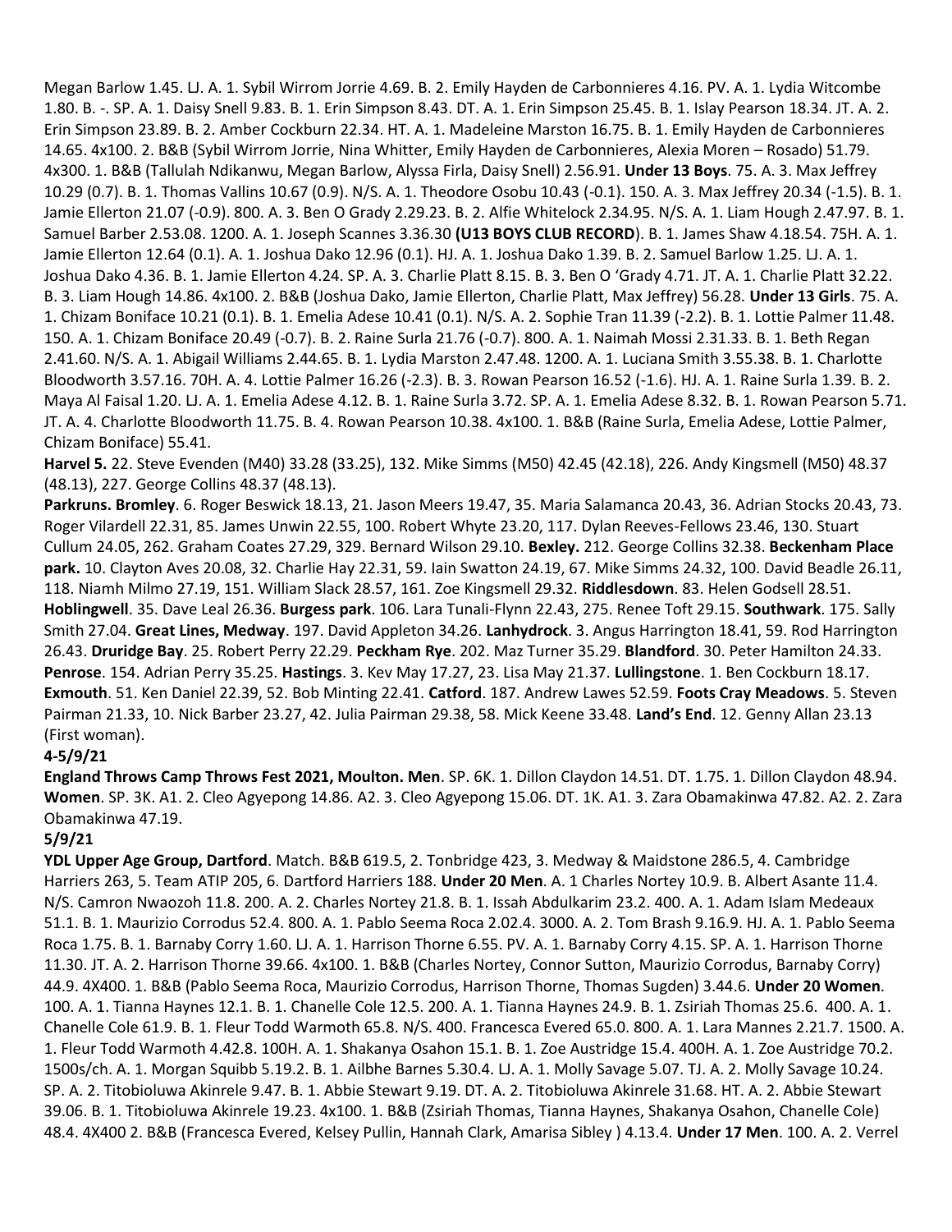Megan Barlow 1.45. LJ. A. 1. Sybil Wirrom Jorrie 4.69. B. 2. Emily Hayden de Carbonnieres 4.16. PV. A. 1. Lydia Witcombe 1.80. B. -. SP. A. 1. Daisy Snell 9.83. B. 1. Erin Simpson 8.43. DT. A. 1. Erin Simpson 25.45. B. 1. Islay Pearson 18.34. JT. A. 2. Erin Simpson 23.89. B. 2. Amber Cockburn 22.34. HT. A. 1. Madeleine Marston 16.75. B. 1. Emily Hayden de Carbonnieres 14.65. 4x100. 2. B&B (Sybil Wirrom Jorrie, Nina Whitter, Emily Hayden de Carbonnieres, Alexia Moren – Rosado) 51.79. 4x300. 1. B&B (Tallulah Ndikanwu, Megan Barlow, Alyssa Firla, Daisy Snell) 2.56.91. **Under 13 Boys**. 75. A. 3. Max Jeffrey 10.29 (0.7). B. 1. Thomas Vallins 10.67 (0.9). N/S. A. 1. Theodore Osobu 10.43 (-0.1). 150. A. 3. Max Jeffrey 20.34 (-1.5). B. 1. Jamie Ellerton 21.07 (-0.9). 800. A. 3. Ben O Grady 2.29.23. B. 2. Alfie Whitelock 2.34.95. N/S. A. 1. Liam Hough 2.47.97. B. 1. Samuel Barber 2.53.08. 1200. A. 1. Joseph Scannes 3.36.30 **(U13 BOYS CLUB RECORD**). B. 1. James Shaw 4.18.54. 75H. A. 1. Jamie Ellerton 12.64 (0.1). A. 1. Joshua Dako 12.96 (0.1). HJ. A. 1. Joshua Dako 1.39. B. 2. Samuel Barlow 1.25. LJ. A. 1. Joshua Dako 4.36. B. 1. Jamie Ellerton 4.24. SP. A. 3. Charlie Platt 8.15. B. 3. Ben O 'Grady 4.71. JT. A. 1. Charlie Platt 32.22. B. 3. Liam Hough 14.86. 4x100. 2. B&B (Joshua Dako, Jamie Ellerton, Charlie Platt, Max Jeffrey) 56.28. **Under 13 Girls**. 75. A. 1. Chizam Boniface 10.21 (0.1). B. 1. Emelia Adese 10.41 (0.1). N/S. A. 2. Sophie Tran 11.39 (-2.2). B. 1. Lottie Palmer 11.48. 150. A. 1. Chizam Boniface 20.49 (-0.7). B. 2. Raine Surla 21.76 (-0.7). 800. A. 1. Naimah Mossi 2.31.33. B. 1. Beth Regan 2.41.60. N/S. A. 1. Abigail Williams 2.44.65. B. 1. Lydia Marston 2.47.48. 1200. A. 1. Luciana Smith 3.55.38. B. 1. Charlotte Bloodworth 3.57.16. 70H. A. 4. Lottie Palmer 16.26 (-2.3). B. 3. Rowan Pearson 16.52 (-1.6). HJ. A. 1. Raine Surla 1.39. B. 2. Maya Al Faisal 1.20. LJ. A. 1. Emelia Adese 4.12. B. 1. Raine Surla 3.72. SP. A. 1. Emelia Adese 8.32. B. 1. Rowan Pearson 5.71. JT. A. 4. Charlotte Bloodworth 11.75. B. 4. Rowan Pearson 10.38. 4x100. 1. B&B (Raine Surla, Emelia Adese, Lottie Palmer, Chizam Boniface) 55.41.

**Harvel 5.** 22. Steve Evenden (M40) 33.28 (33.25), 132. Mike Simms (M50) 42.45 (42.18), 226. Andy Kingsmell (M50) 48.37 (48.13), 227. George Collins 48.37 (48.13).

**Parkruns. Bromley**. 6. Roger Beswick 18.13, 21. Jason Meers 19.47, 35. Maria Salamanca 20.43, 36. Adrian Stocks 20.43, 73. Roger Vilardell 22.31, 85. James Unwin 22.55, 100. Robert Whyte 23.20, 117. Dylan Reeves-Fellows 23.46, 130. Stuart Cullum 24.05, 262. Graham Coates 27.29, 329. Bernard Wilson 29.10. **Bexley.** 212. George Collins 32.38. **Beckenham Place park.** 10. Clayton Aves 20.08, 32. Charlie Hay 22.31, 59. Iain Swatton 24.19, 67. Mike Simms 24.32, 100. David Beadle 26.11, 118. Niamh Milmo 27.19, 151. William Slack 28.57, 161. Zoe Kingsmell 29.32. **Riddlesdown**. 83. Helen Godsell 28.51. **Hoblingwell**. 35. Dave Leal 26.36. **Burgess park**. 106. Lara Tunali-Flynn 22.43, 275. Renee Toft 29.15. **Southwark**. 175. Sally Smith 27.04. **Great Lines, Medway**. 197. David Appleton 34.26. **Lanhydrock**. 3. Angus Harrington 18.41, 59. Rod Harrington 26.43. **Druridge Bay**. 25. Robert Perry 22.29. **Peckham Rye**. 202. Maz Turner 35.29. **Blandford**. 30. Peter Hamilton 24.33. **Penrose**. 154. Adrian Perry 35.25. **Hastings**. 3. Kev May 17.27, 23. Lisa May 21.37. **Lullingstone**. 1. Ben Cockburn 18.17. **Exmouth**. 51. Ken Daniel 22.39, 52. Bob Minting 22.41. **Catford**. 187. Andrew Lawes 52.59. **Foots Cray Meadows**. 5. Steven Pairman 21.33, 10. Nick Barber 23.27, 42. Julia Pairman 29.38, 58. Mick Keene 33.48. **Land's End**. 12. Genny Allan 23.13 (First woman).

**4-5/9/21**

**England Throws Camp Throws Fest 2021, Moulton. Men**. SP. 6K. 1. Dillon Claydon 14.51. DT. 1.75. 1. Dillon Claydon 48.94. **Women**. SP. 3K. A1. 2. Cleo Agyepong 14.86. A2. 3. Cleo Agyepong 15.06. DT. 1K. A1. 3. Zara Obamakinwa 47.82. A2. 2. Zara Obamakinwa 47.19.

**5/9/21**

**YDL Upper Age Group, Dartford**. Match. B&B 619.5, 2. Tonbridge 423, 3. Medway & Maidstone 286.5, 4. Cambridge Harriers 263, 5. Team ATIP 205, 6. Dartford Harriers 188. **Under 20 Men**. A. 1 Charles Nortey 10.9. B. Albert Asante 11.4. N/S. Camron Nwaozoh 11.8. 200. A. 2. Charles Nortey 21.8. B. 1. Issah Abdulkarim 23.2. 400. A. 1. Adam Islam Medeaux 51.1. B. 1. Maurizio Corrodus 52.4. 800. A. 1. Pablo Seema Roca 2.02.4. 3000. A. 2. Tom Brash 9.16.9. HJ. A. 1. Pablo Seema Roca 1.75. B. 1. Barnaby Corry 1.60. LJ. A. 1. Harrison Thorne 6.55. PV. A. 1. Barnaby Corry 4.15. SP. A. 1. Harrison Thorne 11.30. JT. A. 2. Harrison Thorne 39.66. 4x100. 1. B&B (Charles Nortey, Connor Sutton, Maurizio Corrodus, Barnaby Corry) 44.9. 4X400. 1. B&B (Pablo Seema Roca, Maurizio Corrodus, Harrison Thorne, Thomas Sugden) 3.44.6. **Under 20 Women**. 100. A. 1. Tianna Haynes 12.1. B. 1. Chanelle Cole 12.5. 200. A. 1. Tianna Haynes 24.9. B. 1. Zsiriah Thomas 25.6. 400. A. 1. Chanelle Cole 61.9. B. 1. Fleur Todd Warmoth 65.8. N/S. 400. Francesca Evered 65.0. 800. A. 1. Lara Mannes 2.21.7. 1500. A. 1. Fleur Todd Warmoth 4.42.8. 100H. A. 1. Shakanya Osahon 15.1. B. 1. Zoe Austridge 15.4. 400H. A. 1. Zoe Austridge 70.2. 1500s/ch. A. 1. Morgan Squibb 5.19.2. B. 1. Ailbhe Barnes 5.30.4. LJ. A. 1. Molly Savage 5.07. TJ. A. 2. Molly Savage 10.24. SP. A. 2. Titobioluwa Akinrele 9.47. B. 1. Abbie Stewart 9.19. DT. A. 2. Titobioluwa Akinrele 31.68. HT. A. 2. Abbie Stewart 39.06. B. 1. Titobioluwa Akinrele 19.23. 4x100. 1. B&B (Zsiriah Thomas, Tianna Haynes, Shakanya Osahon, Chanelle Cole) 48.4. 4X400 2. B&B (Francesca Evered, Kelsey Pullin, Hannah Clark, Amarisa Sibley ) 4.13.4. **Under 17 Men**. 100. A. 2. Verrel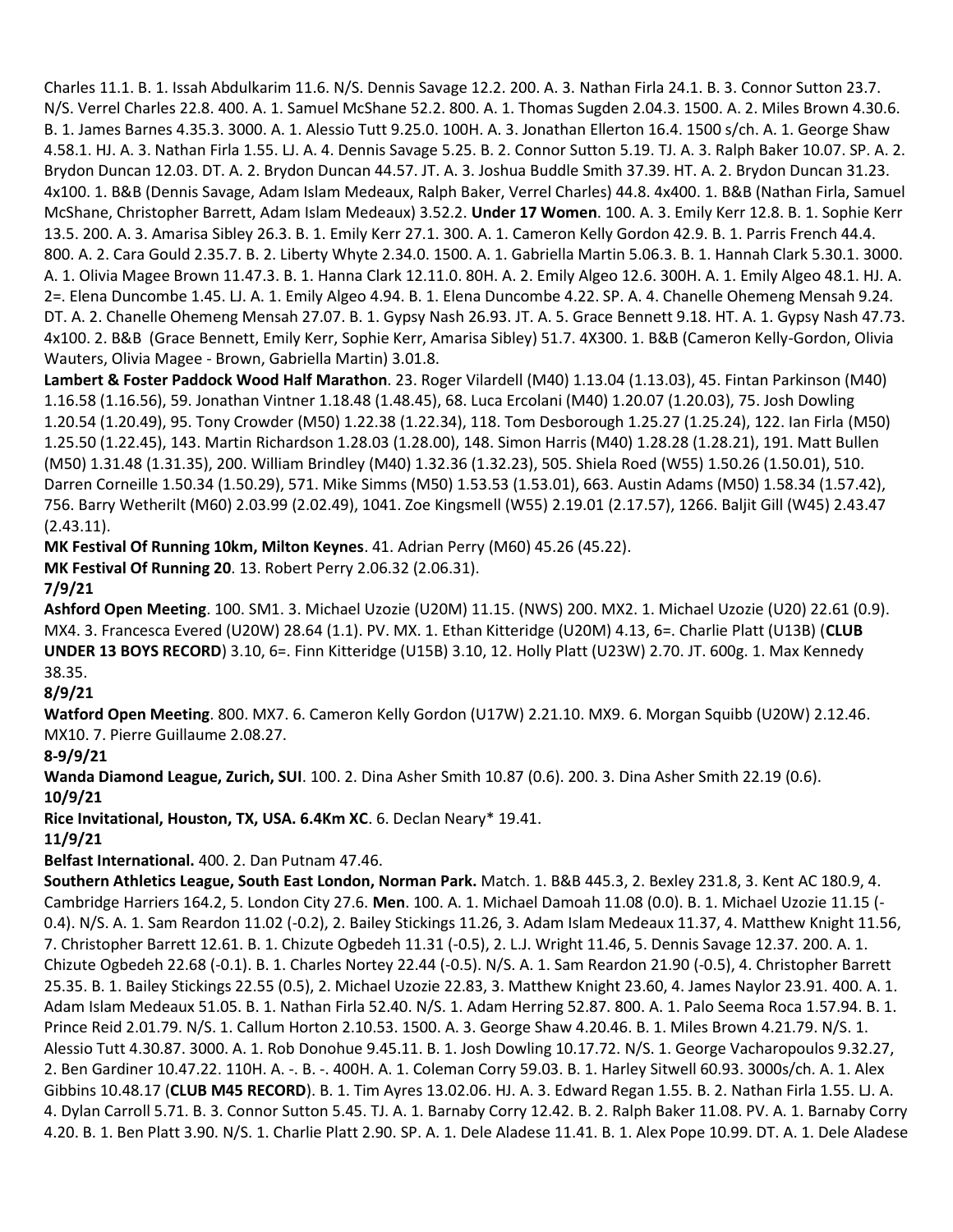Charles 11.1. B. 1. Issah Abdulkarim 11.6. N/S. Dennis Savage 12.2. 200. A. 3. Nathan Firla 24.1. B. 3. Connor Sutton 23.7. N/S. Verrel Charles 22.8. 400. A. 1. Samuel McShane 52.2. 800. A. 1. Thomas Sugden 2.04.3. 1500. A. 2. Miles Brown 4.30.6. B. 1. James Barnes 4.35.3. 3000. A. 1. Alessio Tutt 9.25.0. 100H. A. 3. Jonathan Ellerton 16.4. 1500 s/ch. A. 1. George Shaw 4.58.1. HJ. A. 3. Nathan Firla 1.55. LJ. A. 4. Dennis Savage 5.25. B. 2. Connor Sutton 5.19. TJ. A. 3. Ralph Baker 10.07. SP. A. 2. Brydon Duncan 12.03. DT. A. 2. Brydon Duncan 44.57. JT. A. 3. Joshua Buddle Smith 37.39. HT. A. 2. Brydon Duncan 31.23. 4x100. 1. B&B (Dennis Savage, Adam Islam Medeaux, Ralph Baker, Verrel Charles) 44.8. 4x400. 1. B&B (Nathan Firla, Samuel McShane, Christopher Barrett, Adam Islam Medeaux) 3.52.2. **Under 17 Women**. 100. A. 3. Emily Kerr 12.8. B. 1. Sophie Kerr 13.5. 200. A. 3. Amarisa Sibley 26.3. B. 1. Emily Kerr 27.1. 300. A. 1. Cameron Kelly Gordon 42.9. B. 1. Parris French 44.4. 800. A. 2. Cara Gould 2.35.7. B. 2. Liberty Whyte 2.34.0. 1500. A. 1. Gabriella Martin 5.06.3. B. 1. Hannah Clark 5.30.1. 3000. A. 1. Olivia Magee Brown 11.47.3. B. 1. Hanna Clark 12.11.0. 80H. A. 2. Emily Algeo 12.6. 300H. A. 1. Emily Algeo 48.1. HJ. A. 2=. Elena Duncombe 1.45. LJ. A. 1. Emily Algeo 4.94. B. 1. Elena Duncombe 4.22. SP. A. 4. Chanelle Ohemeng Mensah 9.24. DT. A. 2. Chanelle Ohemeng Mensah 27.07. B. 1. Gypsy Nash 26.93. JT. A. 5. Grace Bennett 9.18. HT. A. 1. Gypsy Nash 47.73. 4x100. 2. B&B (Grace Bennett, Emily Kerr, Sophie Kerr, Amarisa Sibley) 51.7. 4X300. 1. B&B (Cameron Kelly-Gordon, Olivia Wauters, Olivia Magee - Brown, Gabriella Martin) 3.01.8.

**Lambert & Foster Paddock Wood Half Marathon**. 23. Roger Vilardell (M40) 1.13.04 (1.13.03), 45. Fintan Parkinson (M40) 1.16.58 (1.16.56), 59. Jonathan Vintner 1.18.48 (1.48.45), 68. Luca Ercolani (M40) 1.20.07 (1.20.03), 75. Josh Dowling 1.20.54 (1.20.49), 95. Tony Crowder (M50) 1.22.38 (1.22.34), 118. Tom Desborough 1.25.27 (1.25.24), 122. Ian Firla (M50) 1.25.50 (1.22.45), 143. Martin Richardson 1.28.03 (1.28.00), 148. Simon Harris (M40) 1.28.28 (1.28.21), 191. Matt Bullen (M50) 1.31.48 (1.31.35), 200. William Brindley (M40) 1.32.36 (1.32.23), 505. Shiela Roed (W55) 1.50.26 (1.50.01), 510. Darren Corneille 1.50.34 (1.50.29), 571. Mike Simms (M50) 1.53.53 (1.53.01), 663. Austin Adams (M50) 1.58.34 (1.57.42), 756. Barry Wetherilt (M60) 2.03.99 (2.02.49), 1041. Zoe Kingsmell (W55) 2.19.01 (2.17.57), 1266. Baljit Gill (W45) 2.43.47 (2.43.11).

**MK Festival Of Running 10km, Milton Keynes**. 41. Adrian Perry (M60) 45.26 (45.22).

**MK Festival Of Running 20**. 13. Robert Perry 2.06.32 (2.06.31).

**7/9/21**

**Ashford Open Meeting**. 100. SM1. 3. Michael Uzozie (U20M) 11.15. (NWS) 200. MX2. 1. Michael Uzozie (U20) 22.61 (0.9). MX4. 3. Francesca Evered (U20W) 28.64 (1.1). PV. MX. 1. Ethan Kitteridge (U20M) 4.13, 6=. Charlie Platt (U13B) (**CLUB UNDER 13 BOYS RECORD**) 3.10, 6=. Finn Kitteridge (U15B) 3.10, 12. Holly Platt (U23W) 2.70. JT. 600g. 1. Max Kennedy 38.35.

**8/9/21**

**Watford Open Meeting**. 800. MX7. 6. Cameron Kelly Gordon (U17W) 2.21.10. MX9. 6. Morgan Squibb (U20W) 2.12.46. MX10. 7. Pierre Guillaume 2.08.27.

**8-9/9/21**

**Wanda Diamond League, Zurich, SUI**. 100. 2. Dina Asher Smith 10.87 (0.6). 200. 3. Dina Asher Smith 22.19 (0.6).

**10/9/21**

**Rice Invitational, Houston, TX, USA. 6.4Km XC**. 6. Declan Neary* 19.41.

**11/9/21**

**Belfast International.** 400. 2. Dan Putnam 47.46.

**Southern Athletics League, South East London, Norman Park.** Match. 1. B&B 445.3, 2. Bexley 231.8, 3. Kent AC 180.9, 4. Cambridge Harriers 164.2, 5. London City 27.6. **Men**. 100. A. 1. Michael Damoah 11.08 (0.0). B. 1. Michael Uzozie 11.15 (-0.4). N/S. A. 1. Sam Reardon 11.02 (-0.2), 2. Bailey Stickings 11.26, 3. Adam Islam Medeaux 11.37, 4. Matthew Knight 11.56, 7. Christopher Barrett 12.61. B. 1. Chizute Ogbedeh 11.31 (-0.5), 2. L.J. Wright 11.46, 5. Dennis Savage 12.37. 200. A. 1. Chizute Ogbedeh 22.68 (-0.1). B. 1. Charles Nortey 22.44 (-0.5). N/S. A. 1. Sam Reardon 21.90 (-0.5), 4. Christopher Barrett 25.35. B. 1. Bailey Stickings 22.55 (0.5), 2. Michael Uzozie 22.83, 3. Matthew Knight 23.60, 4. James Naylor 23.91. 400. A. 1. Adam Islam Medeaux 51.05. B. 1. Nathan Firla 52.40. N/S. 1. Adam Herring 52.87. 800. A. 1. Palo Seema Roca 1.57.94. B. 1. Prince Reid 2.01.79. N/S. 1. Callum Horton 2.10.53. 1500. A. 3. George Shaw 4.20.46. B. 1. Miles Brown 4.21.79. N/S. 1. Alessio Tutt 4.30.87. 3000. A. 1. Rob Donohue 9.45.11. B. 1. Josh Dowling 10.17.72. N/S. 1. George Vacharopoulos 9.32.27, 2. Ben Gardiner 10.47.22. 110H. A. -. B. -. 400H. A. 1. Coleman Corry 59.03. B. 1. Harley Sitwell 60.93. 3000s/ch. A. 1. Alex Gibbins 10.48.17 (**CLUB M45 RECORD**). B. 1. Tim Ayres 13.02.06. HJ. A. 3. Edward Regan 1.55. B. 2. Nathan Firla 1.55. LJ. A. 4. Dylan Carroll 5.71. B. 3. Connor Sutton 5.45. TJ. A. 1. Barnaby Corry 12.42. B. 2. Ralph Baker 11.08. PV. A. 1. Barnaby Corry 4.20. B. 1. Ben Platt 3.90. N/S. 1. Charlie Platt 2.90. SP. A. 1. Dele Aladese 11.41. B. 1. Alex Pope 10.99. DT. A. 1. Dele Aladese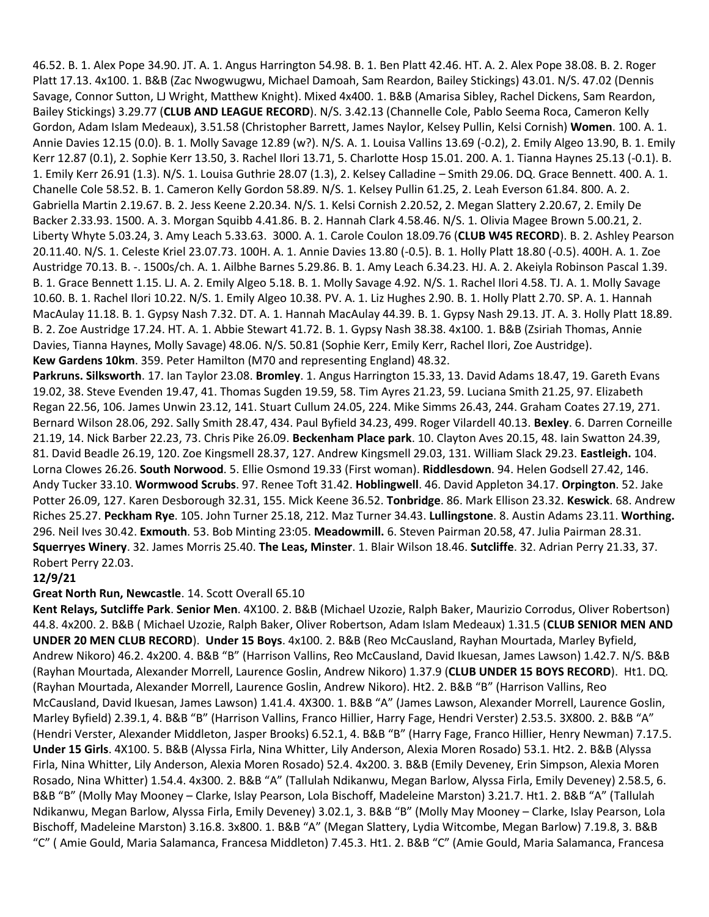46.52. B. 1. Alex Pope 34.90. JT. A. 1. Angus Harrington 54.98. B. 1. Ben Platt 42.46. HT. A. 2. Alex Pope 38.08. B. 2. Roger Platt 17.13. 4x100. 1. B&B (Zac Nwogwugwu, Michael Damoah, Sam Reardon, Bailey Stickings) 43.01. N/S. 47.02 (Dennis Savage, Connor Sutton, LJ Wright, Matthew Knight). Mixed 4x400. 1. B&B (Amarisa Sibley, Rachel Dickens, Sam Reardon, Bailey Stickings) 3.29.77 (**CLUB AND LEAGUE RECORD**). N/S. 3.42.13 (Channelle Cole, Pablo Seema Roca, Cameron Kelly Gordon, Adam Islam Medeaux), 3.51.58 (Christopher Barrett, James Naylor, Kelsey Pullin, Kelsi Cornish) **Women**. 100. A. 1. Annie Davies 12.15 (0.0). B. 1. Molly Savage 12.89 (w?). N/S. A. 1. Louisa Vallins 13.69 (-0.2), 2. Emily Algeo 13.90, B. 1. Emily Kerr 12.87 (0.1), 2. Sophie Kerr 13.50, 3. Rachel Ilori 13.71, 5. Charlotte Hosp 15.01. 200. A. 1. Tianna Haynes 25.13 (-0.1). B. 1. Emily Kerr 26.91 (1.3). N/S. 1. Louisa Guthrie 28.07 (1.3), 2. Kelsey Calladine – Smith 29.06. DQ. Grace Bennett. 400. A. 1. Chanelle Cole 58.52. B. 1. Cameron Kelly Gordon 58.89. N/S. 1. Kelsey Pullin 61.25, 2. Leah Everson 61.84. 800. A. 2. Gabriella Martin 2.19.67. B. 2. Jess Keene 2.20.34. N/S. 1. Kelsi Cornish 2.20.52, 2. Megan Slattery 2.20.67, 2. Emily De Backer 2.33.93. 1500. A. 3. Morgan Squibb 4.41.86. B. 2. Hannah Clark 4.58.46. N/S. 1. Olivia Magee Brown 5.00.21, 2. Liberty Whyte 5.03.24, 3. Amy Leach 5.33.63. 3000. A. 1. Carole Coulon 18.09.76 (**CLUB W45 RECORD**). B. 2. Ashley Pearson 20.11.40. N/S. 1. Celeste Kriel 23.07.73. 100H. A. 1. Annie Davies 13.80 (-0.5). B. 1. Holly Platt 18.80 (-0.5). 400H. A. 1. Zoe Austridge 70.13. B. -. 1500s/ch. A. 1. Ailbhe Barnes 5.29.86. B. 1. Amy Leach 6.34.23. HJ. A. 2. Akeiyla Robinson Pascal 1.39. B. 1. Grace Bennett 1.15. LJ. A. 2. Emily Algeo 5.18. B. 1. Molly Savage 4.92. N/S. 1. Rachel Ilori 4.58. TJ. A. 1. Molly Savage 10.60. B. 1. Rachel Ilori 10.22. N/S. 1. Emily Algeo 10.38. PV. A. 1. Liz Hughes 2.90. B. 1. Holly Platt 2.70. SP. A. 1. Hannah MacAulay 11.18. B. 1. Gypsy Nash 7.32. DT. A. 1. Hannah MacAulay 44.39. B. 1. Gypsy Nash 29.13. JT. A. 3. Holly Platt 18.89. B. 2. Zoe Austridge 17.24. HT. A. 1. Abbie Stewart 41.72. B. 1. Gypsy Nash 38.38. 4x100. 1. B&B (Zsiriah Thomas, Annie Davies, Tianna Haynes, Molly Savage) 48.06. N/S. 50.81 (Sophie Kerr, Emily Kerr, Rachel Ilori, Zoe Austridge).

**Kew Gardens 10km**. 359. Peter Hamilton (M70 and representing England) 48.32.

**Parkruns. Silksworth**. 17. Ian Taylor 23.08. **Bromley**. 1. Angus Harrington 15.33, 13. David Adams 18.47, 19. Gareth Evans 19.02, 38. Steve Evenden 19.47, 41. Thomas Sugden 19.59, 58. Tim Ayres 21.23, 59. Luciana Smith 21.25, 97. Elizabeth Regan 22.56, 106. James Unwin 23.12, 141. Stuart Cullum 24.05, 224. Mike Simms 26.43, 244. Graham Coates 27.19, 271. Bernard Wilson 28.06, 292. Sally Smith 28.47, 434. Paul Byfield 34.23, 499. Roger Vilardell 40.13. **Bexley**. 6. Darren Corneille 21.19, 14. Nick Barber 22.23, 73. Chris Pike 26.09. **Beckenham Place park**. 10. Clayton Aves 20.15, 48. Iain Swatton 24.39, 81. David Beadle 26.19, 120. Zoe Kingsmell 28.37, 127. Andrew Kingsmell 29.03, 131. William Slack 29.23. **Eastleigh.** 104. Lorna Clowes 26.26. **South Norwood**. 5. Ellie Osmond 19.33 (First woman). **Riddlesdown**. 94. Helen Godsell 27.42, 146. Andy Tucker 33.10. **Wormwood Scrubs**. 97. Renee Toft 31.42. **Hoblingwell**. 46. David Appleton 34.17. **Orpington**. 52. Jake Potter 26.09, 127. Karen Desborough 32.31, 155. Mick Keene 36.52. **Tonbridge**. 86. Mark Ellison 23.32. **Keswick**. 68. Andrew Riches 25.27. **Peckham Rye**. 105. John Turner 25.18, 212. Maz Turner 34.43. **Lullingstone**. 8. Austin Adams 23.11. **Worthing.** 296. Neil Ives 30.42. **Exmouth**. 53. Bob Minting 23:05. **Meadowmill.** 6. Steven Pairman 20.58, 47. Julia Pairman 28.31. **Squerryes Winery**. 32. James Morris 25.40. **The Leas, Minster**. 1. Blair Wilson 18.46. **Sutcliffe**. 32. Adrian Perry 21.33, 37. Robert Perry 22.03.

**12/9/21**

**Great North Run, Newcastle**. 14. Scott Overall 65.10

**Kent Relays, Sutcliffe Park**. **Senior Men**. 4X100. 2. B&B (Michael Uzozie, Ralph Baker, Maurizio Corrodus, Oliver Robertson) 44.8. 4x200. 2. B&B ( Michael Uzozie, Ralph Baker, Oliver Robertson, Adam Islam Medeaux) 1.31.5 (**CLUB SENIOR MEN AND UNDER 20 MEN CLUB RECORD**). **Under 15 Boys**. 4x100. 2. B&B (Reo McCausland, Rayhan Mourtada, Marley Byfield, Andrew Nikoro) 46.2. 4x200. 4. B&B "B" (Harrison Vallins, Reo McCausland, David Ikuesan, James Lawson) 1.42.7. N/S. B&B (Rayhan Mourtada, Alexander Morrell, Laurence Goslin, Andrew Nikoro) 1.37.9 (**CLUB UNDER 15 BOYS RECORD**). Ht1. DQ. (Rayhan Mourtada, Alexander Morrell, Laurence Goslin, Andrew Nikoro). Ht2. 2. B&B "B" (Harrison Vallins, Reo McCausland, David Ikuesan, James Lawson) 1.41.4. 4X300. 1. B&B "A" (James Lawson, Alexander Morrell, Laurence Goslin, Marley Byfield) 2.39.1, 4. B&B "B" (Harrison Vallins, Franco Hillier, Harry Fage, Hendri Verster) 2.53.5. 3X800. 2. B&B "A" (Hendri Verster, Alexander Middleton, Jasper Brooks) 6.52.1, 4. B&B "B" (Harry Fage, Franco Hillier, Henry Newman) 7.17.5. **Under 15 Girls**. 4X100. 5. B&B (Alyssa Firla, Nina Whitter, Lily Anderson, Alexia Moren Rosado) 53.1. Ht2. 2. B&B (Alyssa Firla, Nina Whitter, Lily Anderson, Alexia Moren Rosado) 52.4. 4x200. 3. B&B (Emily Deveney, Erin Simpson, Alexia Moren Rosado, Nina Whitter) 1.54.4. 4x300. 2. B&B "A" (Tallulah Ndikanwu, Megan Barlow, Alyssa Firla, Emily Deveney) 2.58.5, 6. B&B "B" (Molly May Mooney – Clarke, Islay Pearson, Lola Bischoff, Madeleine Marston) 3.21.7. Ht1. 2. B&B "A" (Tallulah Ndikanwu, Megan Barlow, Alyssa Firla, Emily Deveney) 3.02.1, 3. B&B "B" (Molly May Mooney – Clarke, Islay Pearson, Lola Bischoff, Madeleine Marston) 3.16.8. 3x800. 1. B&B "A" (Megan Slattery, Lydia Witcombe, Megan Barlow) 7.19.8, 3. B&B "C" ( Amie Gould, Maria Salamanca, Francesa Middleton) 7.45.3. Ht1. 2. B&B "C" (Amie Gould, Maria Salamanca, Francesa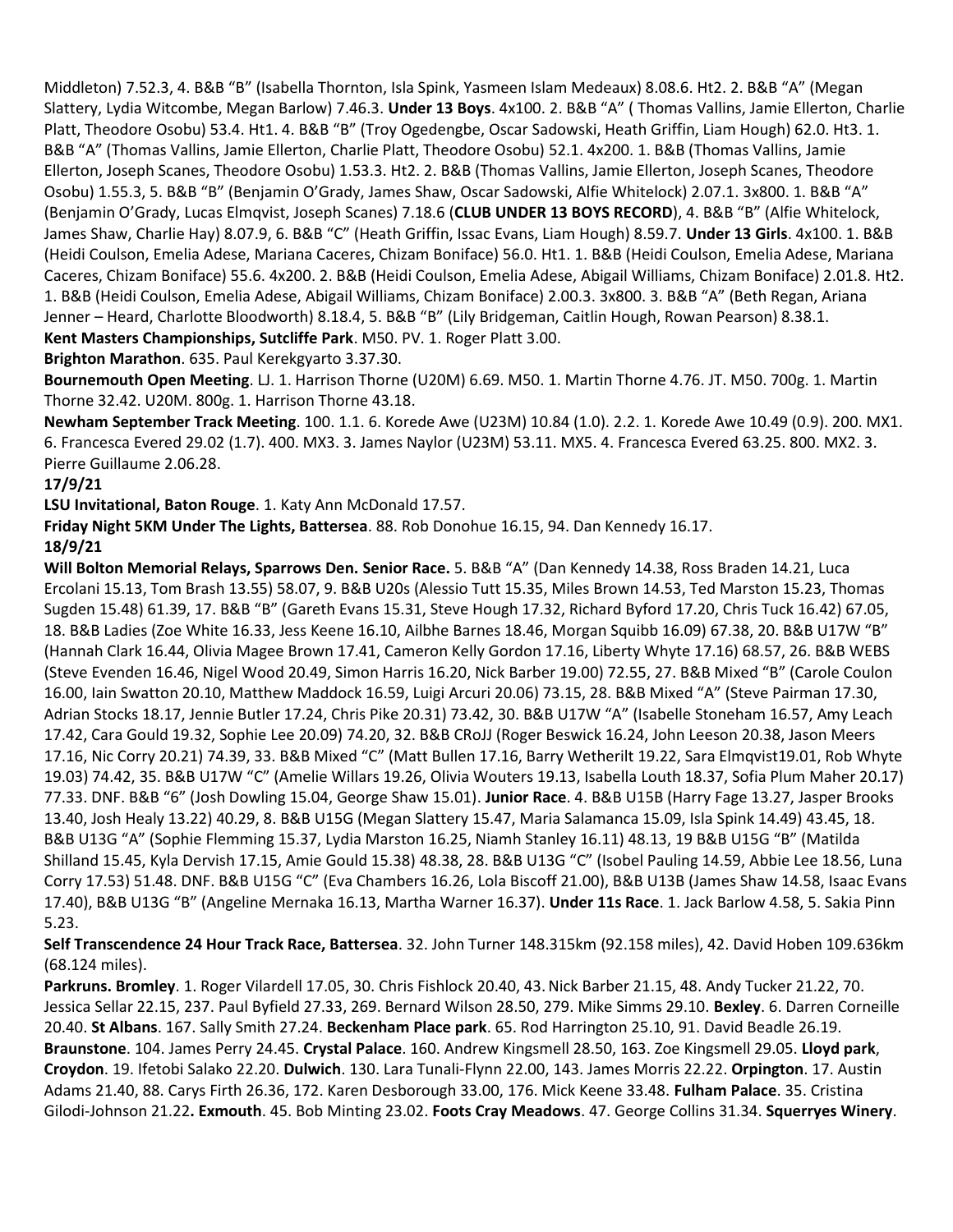Middleton) 7.52.3, 4. B&B "B" (Isabella Thornton, Isla Spink, Yasmeen Islam Medeaux) 8.08.6. Ht2. 2. B&B "A" (Megan Slattery, Lydia Witcombe, Megan Barlow) 7.46.3. **Under 13 Boys**. 4x100. 2. B&B "A" ( Thomas Vallins, Jamie Ellerton, Charlie Platt, Theodore Osobu) 53.4. Ht1. 4. B&B "B" (Troy Ogedengbe, Oscar Sadowski, Heath Griffin, Liam Hough) 62.0. Ht3. 1. B&B "A" (Thomas Vallins, Jamie Ellerton, Charlie Platt, Theodore Osobu) 52.1. 4x200. 1. B&B (Thomas Vallins, Jamie Ellerton, Joseph Scanes, Theodore Osobu) 1.53.3. Ht2. 2. B&B (Thomas Vallins, Jamie Ellerton, Joseph Scanes, Theodore Osobu) 1.55.3, 5. B&B "B" (Benjamin O'Grady, James Shaw, Oscar Sadowski, Alfie Whitelock) 2.07.1. 3x800. 1. B&B "A" (Benjamin O'Grady, Lucas Elmqvist, Joseph Scanes) 7.18.6 (**CLUB UNDER 13 BOYS RECORD**), 4. B&B "B" (Alfie Whitelock, James Shaw, Charlie Hay) 8.07.9, 6. B&B "C" (Heath Griffin, Issac Evans, Liam Hough) 8.59.7. **Under 13 Girls**. 4x100. 1. B&B (Heidi Coulson, Emelia Adese, Mariana Caceres, Chizam Boniface) 56.0. Ht1. 1. B&B (Heidi Coulson, Emelia Adese, Mariana Caceres, Chizam Boniface) 55.6. 4x200. 2. B&B (Heidi Coulson, Emelia Adese, Abigail Williams, Chizam Boniface) 2.01.8. Ht2. 1. B&B (Heidi Coulson, Emelia Adese, Abigail Williams, Chizam Boniface) 2.00.3. 3x800. 3. B&B "A" (Beth Regan, Ariana Jenner – Heard, Charlotte Bloodworth) 8.18.4, 5. B&B "B" (Lily Bridgeman, Caitlin Hough, Rowan Pearson) 8.38.1.

**Kent Masters Championships, Sutcliffe Park**. M50. PV. 1. Roger Platt 3.00.

**Brighton Marathon**. 635. Paul Kerekgyarto 3.37.30.

**Bournemouth Open Meeting**. LJ. 1. Harrison Thorne (U20M) 6.69. M50. 1. Martin Thorne 4.76. JT. M50. 700g. 1. Martin Thorne 32.42. U20M. 800g. 1. Harrison Thorne 43.18.

**Newham September Track Meeting**. 100. 1.1. 6. Korede Awe (U23M) 10.84 (1.0). 2.2. 1. Korede Awe 10.49 (0.9). 200. MX1. 6. Francesca Evered 29.02 (1.7). 400. MX3. 3. James Naylor (U23M) 53.11. MX5. 4. Francesca Evered 63.25. 800. MX2. 3. Pierre Guillaume 2.06.28.

**17/9/21**

**LSU Invitational, Baton Rouge**. 1. Katy Ann McDonald 17.57.

**Friday Night 5KM Under The Lights, Battersea**. 88. Rob Donohue 16.15, 94. Dan Kennedy 16.17.

**18/9/21**

**Will Bolton Memorial Relays, Sparrows Den. Senior Race.** 5. B&B "A" (Dan Kennedy 14.38, Ross Braden 14.21, Luca Ercolani 15.13, Tom Brash 13.55) 58.07, 9. B&B U20s (Alessio Tutt 15.35, Miles Brown 14.53, Ted Marston 15.23, Thomas Sugden 15.48) 61.39, 17. B&B "B" (Gareth Evans 15.31, Steve Hough 17.32, Richard Byford 17.20, Chris Tuck 16.42) 67.05, 18. B&B Ladies (Zoe White 16.33, Jess Keene 16.10, Ailbhe Barnes 18.46, Morgan Squibb 16.09) 67.38, 20. B&B U17W "B" (Hannah Clark 16.44, Olivia Magee Brown 17.41, Cameron Kelly Gordon 17.16, Liberty Whyte 17.16) 68.57, 26. B&B WEBS (Steve Evenden 16.46, Nigel Wood 20.49, Simon Harris 16.20, Nick Barber 19.00) 72.55, 27. B&B Mixed "B" (Carole Coulon 16.00, Iain Swatton 20.10, Matthew Maddock 16.59, Luigi Arcuri 20.06) 73.15, 28. B&B Mixed "A" (Steve Pairman 17.30, Adrian Stocks 18.17, Jennie Butler 17.24, Chris Pike 20.31) 73.42, 30. B&B U17W "A" (Isabelle Stoneham 16.57, Amy Leach 17.42, Cara Gould 19.32, Sophie Lee 20.09) 74.20, 32. B&B CRoJJ (Roger Beswick 16.24, John Leeson 20.38, Jason Meers 17.16, Nic Corry 20.21) 74.39, 33. B&B Mixed "C" (Matt Bullen 17.16, Barry Wetherilt 19.22, Sara Elmqvist19.01, Rob Whyte 19.03) 74.42, 35. B&B U17W "C" (Amelie Willars 19.26, Olivia Wouters 19.13, Isabella Louth 18.37, Sofia Plum Maher 20.17) 77.33. DNF. B&B "6" (Josh Dowling 15.04, George Shaw 15.01). **Junior Race**. 4. B&B U15B (Harry Fage 13.27, Jasper Brooks 13.40, Josh Healy 13.22) 40.29, 8. B&B U15G (Megan Slattery 15.47, Maria Salamanca 15.09, Isla Spink 14.49) 43.45, 18. B&B U13G "A" (Sophie Flemming 15.37, Lydia Marston 16.25, Niamh Stanley 16.11) 48.13, 19 B&B U15G "B" (Matilda Shilland 15.45, Kyla Dervish 17.15, Amie Gould 15.38) 48.38, 28. B&B U13G "C" (Isobel Pauling 14.59, Abbie Lee 18.56, Luna Corry 17.53) 51.48. DNF. B&B U15G "C" (Eva Chambers 16.26, Lola Biscoff 21.00), B&B U13B (James Shaw 14.58, Isaac Evans 17.40), B&B U13G "B" (Angeline Mernaka 16.13, Martha Warner 16.37). **Under 11s Race**. 1. Jack Barlow 4.58, 5. Sakia Pinn 5.23.

**Self Transcendence 24 Hour Track Race, Battersea**. 32. John Turner 148.315km (92.158 miles), 42. David Hoben 109.636km (68.124 miles).

**Parkruns. Bromley**. 1. Roger Vilardell 17.05, 30. Chris Fishlock 20.40, 43. Nick Barber 21.15, 48. Andy Tucker 21.22, 70. Jessica Sellar 22.15, 237. Paul Byfield 27.33, 269. Bernard Wilson 28.50, 279. Mike Simms 29.10. **Bexley**. 6. Darren Corneille 20.40. **St Albans**. 167. Sally Smith 27.24. **Beckenham Place park**. 65. Rod Harrington 25.10, 91. David Beadle 26.19. **Braunstone**. 104. James Perry 24.45. **Crystal Palace**. 160. Andrew Kingsmell 28.50, 163. Zoe Kingsmell 29.05. **Lloyd park**, **Croydon**. 19. Ifetobi Salako 22.20. **Dulwich**. 130. Lara Tunali-Flynn 22.00, 143. James Morris 22.22. **Orpington**. 17. Austin Adams 21.40, 88. Carys Firth 26.36, 172. Karen Desborough 33.00, 176. Mick Keene 33.48. **Fulham Palace**. 35. Cristina Gilodi-Johnson 21.22**. Exmouth**. 45. Bob Minting 23.02. **Foots Cray Meadows**. 47. George Collins 31.34. **Squerryes Winery**.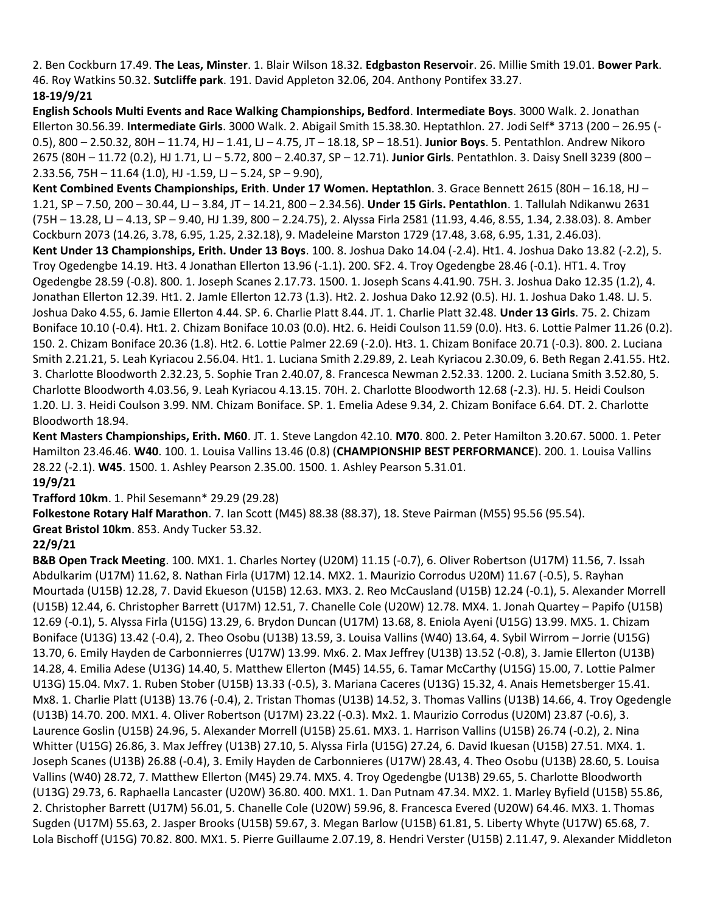2. Ben Cockburn 17.49. **The Leas, Minster**. 1. Blair Wilson 18.32. **Edgbaston Reservoir**. 26. Millie Smith 19.01. **Bower Park**. 46. Roy Watkins 50.32. **Sutcliffe park**. 191. David Appleton 32.06, 204. Anthony Pontifex 33.27.

**18-19/9/21**

**English Schools Multi Events and Race Walking Championships, Bedford**. **Intermediate Boys**. 3000 Walk. 2. Jonathan Ellerton 30.56.39. **Intermediate Girls**. 3000 Walk. 2. Abigail Smith 15.38.30. Heptathlon. 27. Jodi Self* 3713 (200 – 26.95 (-0.5), 800 – 2.50.32, 80H – 11.74, HJ – 1.41, LJ – 4.75, JT – 18.18, SP – 18.51). **Junior Boys**. 5. Pentathlon. Andrew Nikoro 2675 (80H – 11.72 (0.2), HJ 1.71, LJ – 5.72, 800 – 2.40.37, SP – 12.71). **Junior Girls**. Pentathlon. 3. Daisy Snell 3239 (800 – 2.33.56, 75H – 11.64 (1.0), HJ -1.59, LJ – 5.24, SP – 9.90),

**Kent Combined Events Championships, Erith**. **Under 17 Women. Heptathlon**. 3. Grace Bennett 2615 (80H – 16.18, HJ – 1.21, SP – 7.50, 200 – 30.44, LJ – 3.84, JT – 14.21, 800 – 2.34.56). **Under 15 Girls. Pentathlon**. 1. Tallulah Ndikanwu 2631 (75H – 13.28, LJ – 4.13, SP – 9.40, HJ 1.39, 800 – 2.24.75), 2. Alyssa Firla 2581 (11.93, 4.46, 8.55, 1.34, 2.38.03). 8. Amber Cockburn 2073 (14.26, 3.78, 6.95, 1.25, 2.32.18), 9. Madeleine Marston 1729 (17.48, 3.68, 6.95, 1.31, 2.46.03).

**Kent Under 13 Championships, Erith. Under 13 Boys**. 100. 8. Joshua Dako 14.04 (-2.4). Ht1. 4. Joshua Dako 13.82 (-2.2), 5. Troy Ogedengbe 14.19. Ht3. 4 Jonathan Ellerton 13.96 (-1.1). 200. SF2. 4. Troy Ogedengbe 28.46 (-0.1). HT1. 4. Troy Ogedengbe 28.59 (-0.8). 800. 1. Joseph Scanes 2.17.73. 1500. 1. Joseph Scans 4.41.90. 75H. 3. Joshua Dako 12.35 (1.2), 4. Jonathan Ellerton 12.39. Ht1. 2. JamIe Ellerton 12.73 (1.3). Ht2. 2. Joshua Dako 12.92 (0.5). HJ. 1. Joshua Dako 1.48. LJ. 5. Joshua Dako 4.55, 6. Jamie Ellerton 4.44. SP. 6. Charlie Platt 8.44. JT. 1. Charlie Platt 32.48. **Under 13 Girls**. 75. 2. Chizam Boniface 10.10 (-0.4). Ht1. 2. Chizam Boniface 10.03 (0.0). Ht2. 6. Heidi Coulson 11.59 (0.0). Ht3. 6. Lottie Palmer 11.26 (0.2). 150. 2. Chizam Boniface 20.36 (1.8). Ht2. 6. Lottie Palmer 22.69 (-2.0). Ht3. 1. Chizam Boniface 20.71 (-0.3). 800. 2. Luciana Smith 2.21.21, 5. Leah Kyriacou 2.56.04. Ht1. 1. Luciana Smith 2.29.89, 2. Leah Kyriacou 2.30.09, 6. Beth Regan 2.41.55. Ht2. 3. Charlotte Bloodworth 2.32.23, 5. Sophie Tran 2.40.07, 8. Francesca Newman 2.52.33. 1200. 2. Luciana Smith 3.52.80, 5. Charlotte Bloodworth 4.03.56, 9. Leah Kyriacou 4.13.15. 70H. 2. Charlotte Bloodworth 12.68 (-2.3). HJ. 5. Heidi Coulson 1.20. LJ. 3. Heidi Coulson 3.99. NM. Chizam Boniface. SP. 1. Emelia Adese 9.34, 2. Chizam Boniface 6.64. DT. 2. Charlotte Bloodworth 18.94.

**Kent Masters Championships, Erith. M60**. JT. 1. Steve Langdon 42.10. **M70**. 800. 2. Peter Hamilton 3.20.67. 5000. 1. Peter Hamilton 23.46.46. **W40**. 100. 1. Louisa Vallins 13.46 (0.8) (**CHAMPIONSHIP BEST PERFORMANCE**). 200. 1. Louisa Vallins 28.22 (-2.1). **W45**. 1500. 1. Ashley Pearson 2.35.00. 1500. 1. Ashley Pearson 5.31.01.

**19/9/21**

**Trafford 10km**. 1. Phil Sesemann* 29.29 (29.28)

**Folkestone Rotary Half Marathon**. 7. Ian Scott (M45) 88.38 (88.37), 18. Steve Pairman (M55) 95.56 (95.54).

**Great Bristol 10km**. 853. Andy Tucker 53.32.

**22/9/21**

**B&B Open Track Meeting**. 100. MX1. 1. Charles Nortey (U20M) 11.15 (-0.7), 6. Oliver Robertson (U17M) 11.56, 7. Issah Abdulkarim (U17M) 11.62, 8. Nathan Firla (U17M) 12.14. MX2. 1. Maurizio Corrodus U20M) 11.67 (-0.5), 5. Rayhan Mourtada (U15B) 12.28, 7. David Ekueson (U15B) 12.63. MX3. 2. Reo McCausland (U15B) 12.24 (-0.1), 5. Alexander Morrell (U15B) 12.44, 6. Christopher Barrett (U17M) 12.51, 7. Chanelle Cole (U20W) 12.78. MX4. 1. Jonah Quartey – Papifo (U15B) 12.69 (-0.1), 5. Alyssa Firla (U15G) 13.29, 6. Brydon Duncan (U17M) 13.68, 8. Eniola Ayeni (U15G) 13.99. MX5. 1. Chizam Boniface (U13G) 13.42 (-0.4), 2. Theo Osobu (U13B) 13.59, 3. Louisa Vallins (W40) 13.64, 4. Sybil Wirrom – Jorrie (U15G) 13.70, 6. Emily Hayden de Carbonnierres (U17W) 13.99. Mx6. 2. Max Jeffrey (U13B) 13.52 (-0.8), 3. Jamie Ellerton (U13B) 14.28, 4. Emilia Adese (U13G) 14.40, 5. Matthew Ellerton (M45) 14.55, 6. Tamar McCarthy (U15G) 15.00, 7. Lottie Palmer U13G) 15.04. Mx7. 1. Ruben Stober (U15B) 13.33 (-0.5), 3. Mariana Caceres (U13G) 15.32, 4. Anais Hemetsberger 15.41. Mx8. 1. Charlie Platt (U13B) 13.76 (-0.4), 2. Tristan Thomas (U13B) 14.52, 3. Thomas Vallins (U13B) 14.66, 4. Troy Ogedengle (U13B) 14.70. 200. MX1. 4. Oliver Robertson (U17M) 23.22 (-0.3). Mx2. 1. Maurizio Corrodus (U20M) 23.87 (-0.6), 3. Laurence Goslin (U15B) 24.96, 5. Alexander Morrell (U15B) 25.61. MX3. 1. Harrison Vallins (U15B) 26.74 (-0.2), 2. Nina Whitter (U15G) 26.86, 3. Max Jeffrey (U13B) 27.10, 5. Alyssa Firla (U15G) 27.24, 6. David Ikuesan (U15B) 27.51. MX4. 1. Joseph Scanes (U13B) 26.88 (-0.4), 3. Emily Hayden de Carbonnieres (U17W) 28.43, 4. Theo Osobu (U13B) 28.60, 5. Louisa Vallins (W40) 28.72, 7. Matthew Ellerton (M45) 29.74. MX5. 4. Troy Ogedengbe (U13B) 29.65, 5. Charlotte Bloodworth (U13G) 29.73, 6. Raphaella Lancaster (U20W) 36.80. 400. MX1. 1. Dan Putnam 47.34. MX2. 1. Marley Byfield (U15B) 55.86, 2. Christopher Barrett (U17M) 56.01, 5. Chanelle Cole (U20W) 59.96, 8. Francesca Evered (U20W) 64.46. MX3. 1. Thomas Sugden (U17M) 55.63, 2. Jasper Brooks (U15B) 59.67, 3. Megan Barlow (U15B) 61.81, 5. Liberty Whyte (U17W) 65.68, 7. Lola Bischoff (U15G) 70.82. 800. MX1. 5. Pierre Guillaume 2.07.19, 8. Hendri Verster (U15B) 2.11.47, 9. Alexander Middleton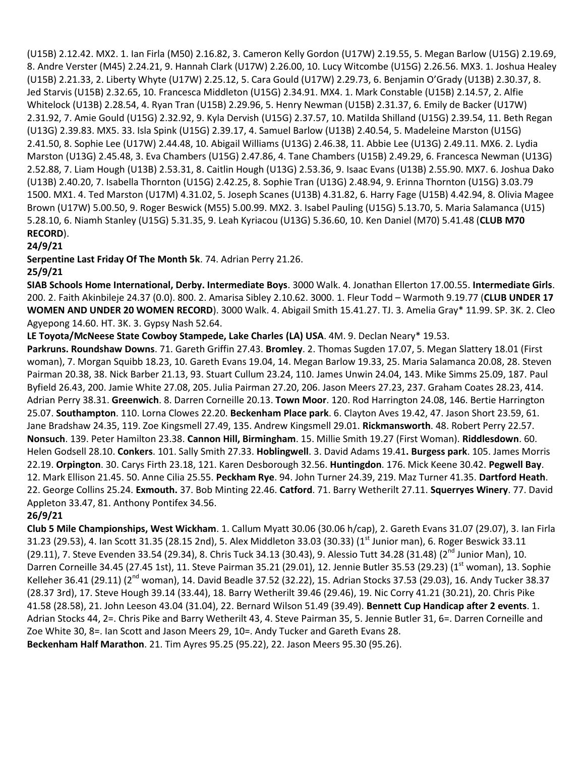(U15B) 2.12.42. MX2. 1. Ian Firla (M50) 2.16.82, 3. Cameron Kelly Gordon (U17W) 2.19.55, 5. Megan Barlow (U15G) 2.19.69, 8. Andre Verster (M45) 2.24.21, 9. Hannah Clark (U17W) 2.26.00, 10. Lucy Witcombe (U15G) 2.26.56. MX3. 1. Joshua Healey (U15B) 2.21.33, 2. Liberty Whyte (U17W) 2.25.12, 5. Cara Gould (U17W) 2.29.73, 6. Benjamin O'Grady (U13B) 2.30.37, 8. Jed Starvis (U15B) 2.32.65, 10. Francesca Middleton (U15G) 2.34.91. MX4. 1. Mark Constable (U15B) 2.14.57, 2. Alfie Whitelock (U13B) 2.28.54, 4. Ryan Tran (U15B) 2.29.96, 5. Henry Newman (U15B) 2.31.37, 6. Emily de Backer (U17W) 2.31.92, 7. Amie Gould (U15G) 2.32.92, 9. Kyla Dervish (U15G) 2.37.57, 10. Matilda Shilland (U15G) 2.39.54, 11. Beth Regan (U13G) 2.39.83. MX5. 33. Isla Spink (U15G) 2.39.17, 4. Samuel Barlow (U13B) 2.40.54, 5. Madeleine Marston (U15G) 2.41.50, 8. Sophie Lee (U17W) 2.44.48, 10. Abigail Williams (U13G) 2.46.38, 11. Abbie Lee (U13G) 2.49.11. MX6. 2. Lydia Marston (U13G) 2.45.48, 3. Eva Chambers (U15G) 2.47.86, 4. Tane Chambers (U15B) 2.49.29, 6. Francesca Newman (U13G) 2.52.88, 7. Liam Hough (U13B) 2.53.31, 8. Caitlin Hough (U13G) 2.53.36, 9. Isaac Evans (U13B) 2.55.90. MX7. 6. Joshua Dako (U13B) 2.40.20, 7. Isabella Thornton (U15G) 2.42.25, 8. Sophie Tran (U13G) 2.48.94, 9. Erinna Thornton (U15G) 3.03.79 1500. MX1. 4. Ted Marston (U17M) 4.31.02, 5. Joseph Scanes (U13B) 4.31.82, 6. Harry Fage (U15B) 4.42.94, 8. Olivia Magee Brown (U17W) 5.00.50, 9. Roger Beswick (M55) 5.00.99. MX2. 3. Isabel Pauling (U15G) 5.13.70, 5. Maria Salamanca (U15) 5.28.10, 6. Niamh Stanley (U15G) 5.31.35, 9. Leah Kyriacou (U13G) 5.36.60, 10. Ken Daniel (M70) 5.41.48 (**CLUB M70 RECORD**).

**24/9/21**

**Serpentine Last Friday Of The Month 5k**. 74. Adrian Perry 21.26.

**25/9/21**

**SIAB Schools Home International, Derby. Intermediate Boys**. 3000 Walk. 4. Jonathan Ellerton 17.00.55. **Intermediate Girls**. 200. 2. Faith Akinbileje 24.37 (0.0). 800. 2. Amarisa Sibley 2.10.62. 3000. 1. Fleur Todd – Warmoth 9.19.77 (**CLUB UNDER 17 WOMEN AND UNDER 20 WOMEN RECORD**). 3000 Walk. 4. Abigail Smith 15.41.27. TJ. 3. Amelia Gray* 11.99. SP. 3K. 2. Cleo Agyepong 14.60. HT. 3K. 3. Gypsy Nash 52.64.

**LE Toyota/McNeese State Cowboy Stampede, Lake Charles (LA) USA**. 4M. 9. Declan Neary* 19.53.

**Parkruns. Roundshaw Downs**. 71. Gareth Griffin 27.43. **Bromley**. 2. Thomas Sugden 17.07, 5. Megan Slattery 18.01 (First woman), 7. Morgan Squibb 18.23, 10. Gareth Evans 19.04, 14. Megan Barlow 19.33, 25. Maria Salamanca 20.08, 28. Steven Pairman 20.38, 38. Nick Barber 21.13, 93. Stuart Cullum 23.24, 110. James Unwin 24.04, 143. Mike Simms 25.09, 187. Paul Byfield 26.43, 200. Jamie White 27.08, 205. Julia Pairman 27.20, 206. Jason Meers 27.23, 237. Graham Coates 28.23, 414. Adrian Perry 38.31. **Greenwich**. 8. Darren Corneille 20.13. **Town Moor**. 120. Rod Harrington 24.08, 146. Bertie Harrington 25.07. **Southampton**. 110. Lorna Clowes 22.20. **Beckenham Place park**. 6. Clayton Aves 19.42, 47. Jason Short 23.59, 61. Jane Bradshaw 24.35, 119. Zoe Kingsmell 27.49, 135. Andrew Kingsmell 29.01. **Rickmansworth**. 48. Robert Perry 22.57. **Nonsuch**. 139. Peter Hamilton 23.38. **Cannon Hill, Birmingham**. 15. Millie Smith 19.27 (First Woman). **Riddlesdown**. 60. Helen Godsell 28.10. **Conkers**. 101. Sally Smith 27.33. **Hoblingwell**. 3. David Adams 19.41**. Burgess park**. 105. James Morris 22.19. **Orpington**. 30. Carys Firth 23.18, 121. Karen Desborough 32.56. **Huntingdon**. 176. Mick Keene 30.42. **Pegwell Bay**. 12. Mark Ellison 21.45. 50. Anne Cilia 25.55. **Peckham Rye**. 94. John Turner 24.39, 219. Maz Turner 41.35. **Dartford Heath**. 22. George Collins 25.24. **Exmouth.** 37. Bob Minting 22.46. **Catford**. 71. Barry Wetherilt 27.11. **Squerryes Winery**. 77. David Appleton 33.47, 81. Anthony Pontifex 34.56.

**26/9/21**

**Club 5 Mile Championships, West Wickham**. 1. Callum Myatt 30.06 (30.06 h/cap), 2. Gareth Evans 31.07 (29.07), 3. Ian Firla 31.23 (29.53), 4. Ian Scott 31.35 (28.15 2nd), 5. Alex Middleton 33.03 (30.33) (1st Junior man), 6. Roger Beswick 33.11 (29.11), 7. Steve Evenden 33.54 (29.34), 8. Chris Tuck 34.13 (30.43), 9. Alessio Tutt 34.28 (31.48) (2nd Junior Man), 10. Darren Corneille 34.45 (27.45 1st), 11. Steve Pairman 35.21 (29.01), 12. Jennie Butler 35.53 (29.23) (1st woman), 13. Sophie Kelleher 36.41 (29.11) (2nd woman), 14. David Beadle 37.52 (32.22), 15. Adrian Stocks 37.53 (29.03), 16. Andy Tucker 38.37 (28.37 3rd), 17. Steve Hough 39.14 (33.44), 18. Barry Wetherilt 39.46 (29.46), 19. Nic Corry 41.21 (30.21), 20. Chris Pike 41.58 (28.58), 21. John Leeson 43.04 (31.04), 22. Bernard Wilson 51.49 (39.49). **Bennett Cup Handicap after 2 events**. 1. Adrian Stocks 44, 2=. Chris Pike and Barry Wetherilt 43, 4. Steve Pairman 35, 5. Jennie Butler 31, 6=. Darren Corneille and Zoe White 30, 8=. Ian Scott and Jason Meers 29, 10=. Andy Tucker and Gareth Evans 28.

**Beckenham Half Marathon**. 21. Tim Ayres 95.25 (95.22), 22. Jason Meers 95.30 (95.26).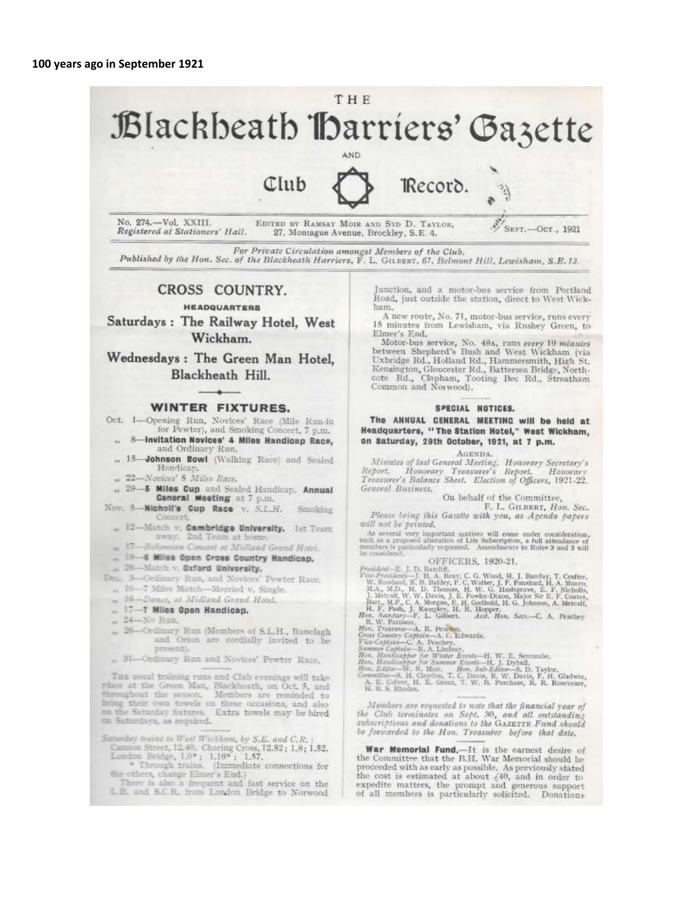**100 years ago in September 1921**

THE

# Blackheath Harriers' Gazette

AND

# Club Record.

No. 274.—Vol. XXIII.
*Registered at Stationers' Hall.*

EDITED BY RAMSAY MOIR AND SYD D. TAYLOR, 27, Montague Avenue, Brockley, S.E. 4.

SEPT.—OCT., 1921

*For Private Circulation amongst Members of the Club.*
*Published by the Hon. Sec. of the Blackheath Harriers, F. L. GILBERT, 67, Belmont Hill, Lewisham, S.E. 13.*

## CROSS COUNTRY.

### HEADQUARTERS

### Saturdays : The Railway Hotel, West Wickham.

### Wednesdays : The Green Man Hotel, Blackheath Hill.

### WINTER FIXTURES.

Oct. 1—Opening Run, Novices' Race (Mile Run-in for Pewter), and Smoking Concert, 7 p.m.
„ 8—**Invitation Novices' 4 Miles Handicap Race,** and Ordinary Run.
„ 15—**Johnson Bowl** (Walking Race) and Sealed Handicap.
„ 22—Novices' 5 Miles Race.
„ 29—**5 Miles Cup** and Sealed Handicap. **Annual General Meeting** at 7 p.m.
Nov. 5—**Nicholl's Cup Race** v. *S.L.H.* Smoking Concert.
„ 12—Match v. **Cambridge University.** 1st Team away. 2nd Team at home.
„ 17—Bohemian Concert at Midland Grand Hotel.
„ 19—**6 Miles Open Cross Country Handicap.**
„ 26—Match v. **Oxford University.**
Dec. 3—Ordinary Run, and Novices' Pewter Race.
„ 10—7 Miles Match—Married v. Single.
„ 16—Dance, at Midland Grand Hotel.
„ 17—**7 Miles Open Handicap.**
„ 24—No Run.
„ 26—Ordinary Run (Members of S.L.H., Ranelagh and Orion are cordially invited to be present).
„ 31—Ordinary Run and Novices' Pewter Race.

THE usual training runs and Club evenings will take place at the Green Man, Blackheath, on Oct. 5, and throughout the season. Members are reminded to bring their own towels on these occasions, and also on the Saturday fixtures. Extra towels may be hired on Saturdays, as required.

Saturday trains to West Wickham, by S.E. and C.R.: Cannon Street, 12.40. Charing Cross, 12.52; 1.8; 1.52. London Bridge, 1.0*; 1.16*; 1.57.

\* Through trains. (Immediate connections for the others, change Elmer's End.)

There is also a frequent and fast service on the L.B. and S.C.R. from London Bridge to Norwood Junction, and a motor-bus service from Portland Road, just outside the station, direct to West Wickham.

A new route, No. 71, motor-bus service, runs every 15 minutes from Lewisham, via Rushey Green, to Elmer's End.

Motor-bus service, No. 49A, runs *every 10 minutes* between Shepherd's Bush and West Wickham (via Uxbridge Rd., Holland Rd., Hammersmith, High St. Kensington, Gloucester Rd., Battersea Bridge, Northcote Rd., Clapham, Tooting Bec Rd., Streatham Common and Norwood).

### SPECIAL NOTICES.

**The ANNUAL GENERAL MEETING will be held at Headquarters, "The Station Hotel," West Wickham, on Saturday, 29th October, 1921, at 7 p.m.**

AGENDA.

*Minutes of last General Meeting. Honorary Secretary's Report. Honorary Treasurer's Report. Honorary Treasurer's Balance Sheet. Election of Officers, 1921-22. General Business.*

On behalf of the Committee,
F. L. GILBERT, *Hon. Sec.*

*Please bring this Gazette with you, as Agenda papers will not be printed.*

As several very important matters will come under consideration, such as a proposed alteration of Life Subscription, a full attendance of members is particularly requested. Amendments to Rules 3 and 5 will be considered.

OFFICERS, 1920-21.

*President*—E. J. D. Ratcliff.
*Vice-Presidents*—J. H. A. Reay, C. G. Wood, H. J. Barclay, T. Crafter, W. Rowland, R. B. Baldry, F. C. Walter, J. F. Ponsford, H. A. Munro, M.A., M.D., H. D. Thomas, H. W. G. Haslegrave, E. F. Nicholls, J. Metcalf, W. W. Davis, J. E. Fowler-Dixon, Major Sir E. F. Coates, Bart., M.P., C. A. Morgan, E. H. Godbold, H. G. Johnson, A. Metcalf, H. F. Pash, J. Rampley, H. R. Hopper.
*Hon. Secretary*—F. L. Gilbert. *Asst. Hon. Secs.*—C. A. Peachey, R. W. Pattison.
*Hon. Treasurer*—A. R. Pearson.
*Cross Country Captain*—A. C. Edwards.
*Vice-Captain*—C. A. Peachey.
*Summer Captain*—R. A. Lindsay.
*Hon. Handicapper for Winter Events*—H. W. E. Sercombe.
*Hon. Handicapper for Summer Events*—H. J. Dyball.
*Hon. Editor*—W. R. Moir. *Hon. Sub-Editor*—S. D. Taylor.
*Committee*—S. H. Claydon, T. C. Davis, R. W. Davis, F. H. Gladwin, A. E. Culver, H. K. Grant, T. W. B. Purchase, R. R. Roseveare, H. B. S. Rhodes.

*Members are requested to note that the financial year of the Club terminates on Sept. 30, and all outstanding subscriptions and donations to the GAZETTE Fund should be forwarded to the Hon. Treasurer before that date.*

**War Memorial Fund.**—It is the earnest desire of the Committee that the B.H. War Memorial should be proceeded with as early as possible. As previously stated the cost is estimated at about £40, and in order to expedite matters, the prompt and generous support of all members is particularly solicited. Donations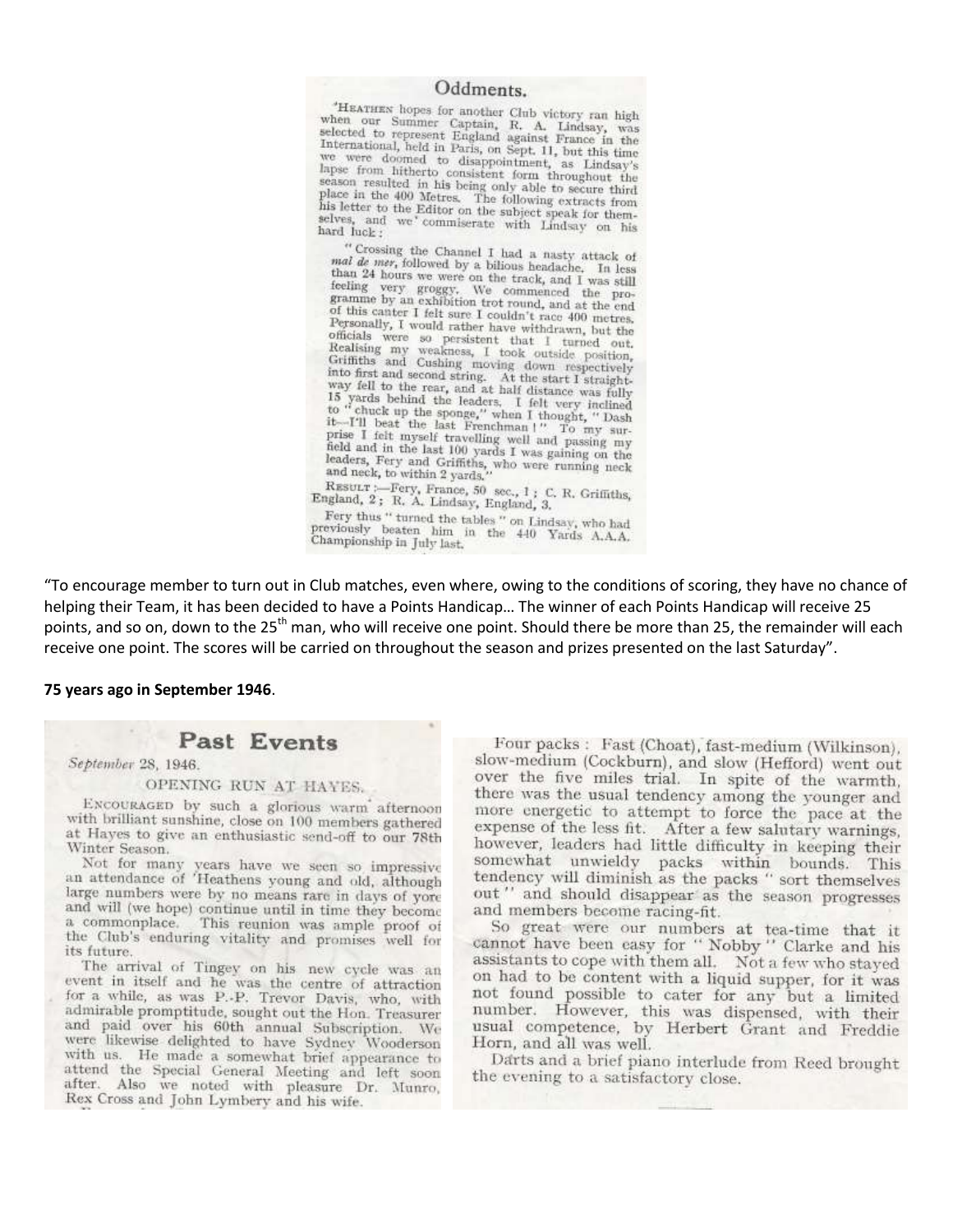## Oddments.

'HEATHEN hopes for another Club victory ran high when our Summer Captain, R. A. Lindsay, was selected to represent England against France in the International, held in Paris, on Sept. 11, but this time we were doomed to disappointment, as Lindsay's lapse from hitherto consistent form throughout the season resulted in his being only able to secure third place in the 400 Metres. The following extracts from his letter to the Editor on the subject speak for themselves, and we commiserate with Lindsay on his hard luck :

"Crossing the Channel I had a nasty attack of *mal de mer*, followed by a bilious headache. In less than 24 hours we were on the track, and I was still feeling very groggy. We commenced the programme by an exhibition trot round, and at the end of this canter I felt sure I couldn't race 400 metres. Personally, I would rather have withdrawn, but the officials were so persistent that I turned out. Realising my weakness, I took outside position, Griffiths and Cushing moving down respectively into first and second string. At the start I straightway fell to the rear, and at half distance was fully 15 yards behind the leaders. I felt very inclined to "chuck up the sponge," when I thought, "Dash it—I'll beat the last Frenchman!" To my surprise I felt myself travelling well and passing my field and in the last 100 yards I was gaining on the leaders, Fery and Griffiths, who were running neck and neck, to within 2 yards."

RESULT :—Fery, France, 50 sec., 1 ; C. R. Griffiths, England, 2 ; R. A. Lindsay, England, 3.

Fery thus "turned the tables" on Lindsay, who had previously beaten him in the 440 Yards A.A.A. Championship in July last.

"To encourage member to turn out in Club matches, even where, owing to the conditions of scoring, they have no chance of helping their Team, it has been decided to have a Points Handicap… The winner of each Points Handicap will receive 25 points, and so on, down to the 25th man, who will receive one point. Should there be more than 25, the remainder will each receive one point. The scores will be carried on throughout the season and prizes presented on the last Saturday".

**75 years ago in September 1946**.

## Past Events

*September 28, 1946.*

### OPENING RUN AT HAYES.

ENCOURAGED by such a glorious warm afternoon with brilliant sunshine, close on 100 members gathered at Hayes to give an enthusiastic send-off to our 78th Winter Season.

Not for many years have we seen so impressive an attendance of 'Heathens young and old, although large numbers were by no means rare in days of yore and will (we hope) continue until in time they become a commonplace. This reunion was ample proof of the Club's enduring vitality and promises well for its future.

The arrival of Tingey on his new cycle was an event in itself and he was the centre of attraction for a while, as was P.-P. Trevor Davis, who, with admirable promptitude, sought out the Hon. Treasurer and paid over his 60th annual Subscription. We were likewise delighted to have Sydney Wooderson with us. He made a somewhat brief appearance to attend the Special General Meeting and left soon after. Also we noted with pleasure Dr. Munro, Rex Cross and John Lymbery and his wife.

Four packs : Fast (Choat), fast-medium (Wilkinson), slow-medium (Cockburn), and slow (Hefford) went out over the five miles trial. In spite of the warmth, there was the usual tendency among the younger and more energetic to attempt to force the pace at the expense of the less fit. After a few salutary warnings, however, leaders had little difficulty in keeping their somewhat unwieldy packs within bounds. This tendency will diminish as the packs "sort themselves out" and should disappear as the season progresses and members become racing-fit.

So great were our numbers at tea-time that it cannot have been easy for "Nobby" Clarke and his assistants to cope with them all. Not a few who stayed on had to be content with a liquid supper, for it was not found possible to cater for any but a limited number. However, this was dispensed, with their usual competence, by Herbert Grant and Freddie Horn, and all was well.

Darts and a brief piano interlude from Reed brought the evening to a satisfactory close.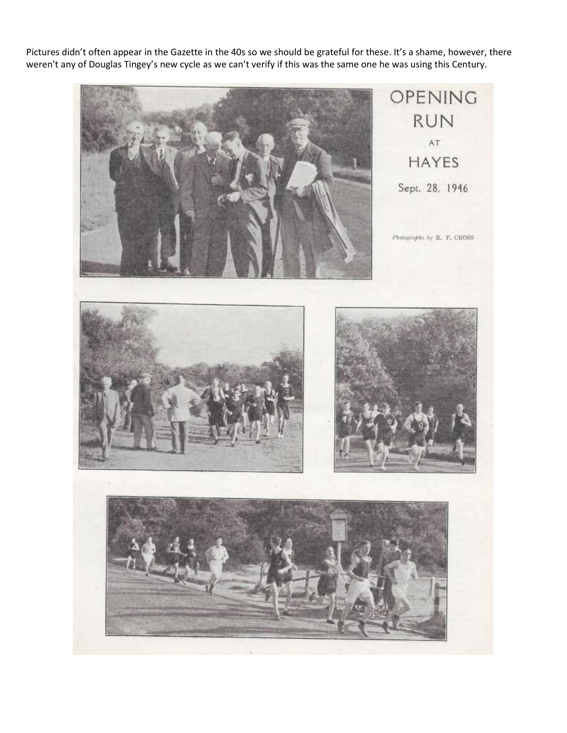Pictures didn't often appear in the Gazette in the 40s so we should be grateful for these. It's a shame, however, there weren't any of Douglas Tingey's new cycle as we can't verify if this was the same one he was using this Century.

# OPENING RUN AT HAYES

Sept. 28, 1946

*Photographs by R. F. CROSS*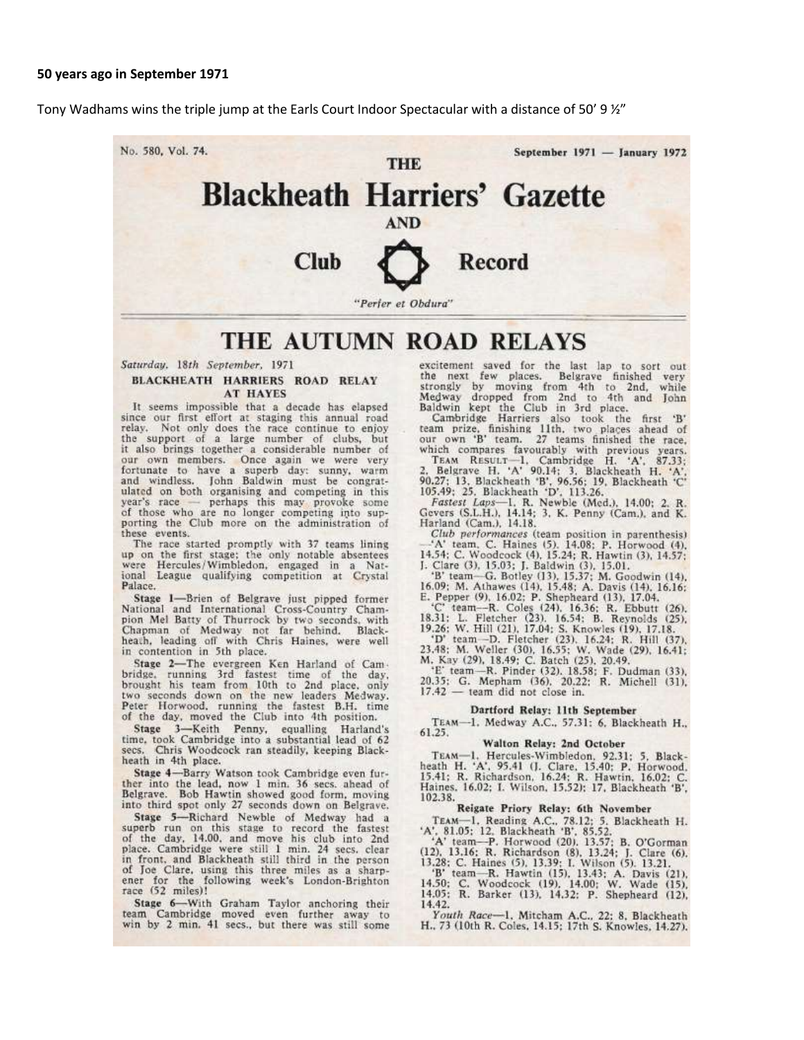**50 years ago in September 1971**

Tony Wadhams wins the triple jump at the Earls Court Indoor Spectacular with a distance of 50' 9 ½"

No. 580, Vol. 74. September 1971 — January 1972

THE

# Blackheath Harriers' Gazette

AND

## Club Record

*"Perfer et Obdura"*

# THE AUTUMN ROAD RELAYS

*Saturday, 18th September, 1971*

### BLACKHEATH HARRIERS ROAD RELAY AT HAYES

It seems impossible that a decade has elapsed since our first effort at staging this annual road relay. Not only does the race continue to enjoy the support of a large number of clubs, but it also brings together a considerable number of our own members. Once again we were very fortunate to have a superb day: sunny, warm and windless. John Baldwin must be congratulated on both organising and competing in this year's race — perhaps this may provoke some of those who are no longer competing into supporting the Club more on the administration of these events.

The race started promptly with 37 teams lining up on the first stage; the only notable absentees were Hercules/Wimbledon, engaged in a National League qualifying competition at Crystal Palace.

**Stage 1**—Brien of Belgrave just pipped former National and International Cross-Country Champion Mel Batty of Thurrock by two seconds, with Chapman of Medway not far behind. Blackheath, leading off with Chris Haines, were well in contention in 5th place.

**Stage 2**—The evergreen Ken Harland of Cambridge, running 3rd fastest time of the day, brought his team from 10th to 2nd place, only two seconds down on the new leaders Medway. Peter Horwood, running the fastest B.H. time of the day, moved the Club into 4th position.

**Stage 3**—Keith Penny, equalling Harland's time, took Cambridge into a substantial lead of 62 secs. Chris Woodcock ran steadily, keeping Blackheath in 4th place.

**Stage 4**—Barry Watson took Cambridge even further into the lead, now 1 min. 36 secs. ahead of Belgrave. Bob Hawtin showed good form, moving into third spot only 27 seconds down on Belgrave.

**Stage 5**—Richard Newble of Medway had a superb run on this stage to record the fastest of the day, 14.00, and move his club into 2nd place. Cambridge were still 1 min. 24 secs. clear in front, and Blackheath still third in the person of Joe Clare, using this three miles as a sharpener for the following week's London-Brighton race (52 miles)!

**Stage 6**—With Graham Taylor anchoring their team Cambridge moved even further away to win by 2 min. 41 secs., but there was still some excitement saved for the last lap to sort out the next few places. Belgrave finished very strongly by moving from 4th to 2nd, while Medway dropped from 2nd to 4th and John Baldwin kept the Club in 3rd place.

Cambridge Harriers also took the first 'B' team prize, finishing 11th, two places ahead of our own 'B' team. 27 teams finished the race, which compares favourably with previous years.

TEAM RESULT—1, Cambridge H. 'A', 87.33; 2, Belgrave H. 'A' 90.14; 3, Blackheath H. 'A', 90.27; 13, Blackheath 'B', 96.56; 19, Blackheath 'C' 105.49; 25, Blackheath 'D', 113.26.

*Fastest Laps*—1, R. Newble (Med.), 14.00; 2, R. Gevers (S.L.H.), 14.14; 3, K. Penny (Cam.), and K. Harland (Cam.), 14.18.

*Club performances* (team position in parenthesis) —'A' team, C. Haines (5), 14.08; P. Horwood (4), 14.54; C. Woodcock (4), 15.24; R. Hawtin (3), 14.57; J. Clare (3), 15.03; J. Baldwin (3), 15.01.

'B' team—G. Botley (13), 15.37; M. Goodwin (14), 16.09; M. Athawes (14), 15.48; A. Davis (14), 16.16; E. Pepper (9), 16.02; P. Shepheard (13), 17.04.

'C' team—R. Coles (24), 16.36; R. Ebbutt (26), 18.31; L. Fletcher (23), 16.54; B. Reynolds (25), 19.26; W. Hill (21), 17.04; S. Knowles (19), 17.18.

'D' team—D. Fletcher (23), 16.24; R. Hill (37), 23.48; M. Weller (30), 16.55; W. Wade (29), 16.41; M. Kay (29), 18.49; C. Batch (25), 20.49.

'E' team—R. Pinder (32), 18.58; F. Dudman (33), 20.35; G. Mepham (36), 20.22; R. Michell (31), 17.42 — team did not close in.

#### Dartford Relay: 11th September

TEAM—1, Medway A.C., 57.31; 6, Blackheath H., 61.25.

#### Walton Relay: 2nd October

TEAM—1, Hercules-Wimbledon, 92.31; 5, Blackheath H. 'A', 95.41 (J. Clare, 15.40; P. Horwood, 15.41; R. Richardson, 16.24; R. Hawtin, 16.02; C. Haines, 16.02; I. Wilson, 15.52); 17, Blackheath 'B', 102.38.

#### Reigate Priory Relay: 6th November

TEAM—1, Reading A.C., 78.12; 5, Blackheath H. 'A', 81.05; 12, Blackheath 'B', 85.52.

'A' team—P. Horwood (20), 13.57; B. O'Gorman (12), 13.16; R. Richardson (8), 13.24; J. Clare (6), 13.28; C. Haines (5), 13.39; I. Wilson (5), 13.21.

'B' team—R. Hawtin (15), 13.43; A. Davis (21), 14.50; C. Woodcock (19), 14.00; W. Wade (15), 14.05; R. Barker (13), 14.32; P. Shepheard (12), 14.42.

*Youth Race*—1, Mitcham A.C., 22; 8, Blackheath H., 73 (10th R. Coles, 14.15; 17th S. Knowles, 14.27).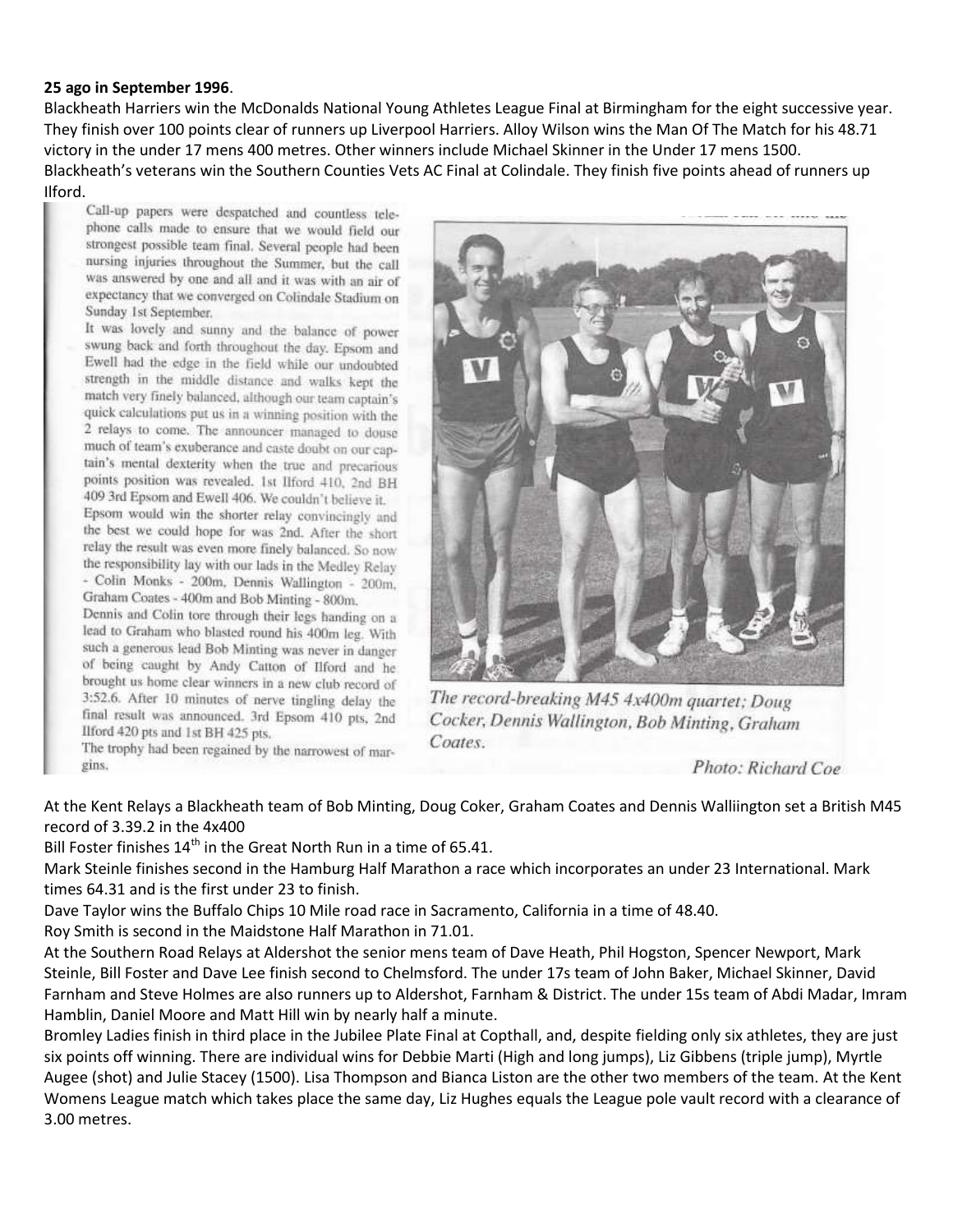**25 ago in September 1996**.

Blackheath Harriers win the McDonalds National Young Athletes League Final at Birmingham for the eight successive year. They finish over 100 points clear of runners up Liverpool Harriers. Alloy Wilson wins the Man Of The Match for his 48.71 victory in the under 17 mens 400 metres. Other winners include Michael Skinner in the Under 17 mens 1500.

Blackheath's veterans win the Southern Counties Vets AC Final at Colindale. They finish five points ahead of runners up Ilford.

Call-up papers were despatched and countless telephone calls made to ensure that we would field our strongest possible team final. Several people had been nursing injuries throughout the Summer, but the call was answered by one and all and it was with an air of expectancy that we converged on Colindale Stadium on Sunday 1st September.

It was lovely and sunny and the balance of power swung back and forth throughout the day. Epsom and Ewell had the edge in the field while our undoubted strength in the middle distance and walks kept the match very finely balanced, although our team captain's quick calculations put us in a winning position with the 2 relays to come. The announcer managed to douse much of team's exuberance and caste doubt on our captain's mental dexterity when the true and precarious points position was revealed. 1st Ilford 410, 2nd BH 409 3rd Epsom and Ewell 406. We couldn't believe it.

Epsom would win the shorter relay convincingly and the best we could hope for was 2nd. After the short relay the result was even more finely balanced. So now the responsibility lay with our lads in the Medley Relay - Colin Monks - 200m, Dennis Wallington - 200m, Graham Coates - 400m and Bob Minting - 800m.

Dennis and Colin tore through their legs handing on a lead to Graham who blasted round his 400m leg. With such a generous lead Bob Minting was never in danger of being caught by Andy Catton of Ilford and he brought us home clear winners in a new club record of 3:52.6. After 10 minutes of nerve tingling delay the final result was announced. 3rd Epsom 410 pts, 2nd Ilford 420 pts and 1st BH 425 pts.

The trophy had been regained by the narrowest of margins.

*The record-breaking M45 4x400m quartet; Doug Cocker, Dennis Wallington, Bob Minting, Graham Coates.*

*Photo: Richard Coe*

At the Kent Relays a Blackheath team of Bob Minting, Doug Coker, Graham Coates and Dennis Walliington set a British M45 record of 3.39.2 in the 4x400

Bill Foster finishes 14th in the Great North Run in a time of 65.41.

Mark Steinle finishes second in the Hamburg Half Marathon a race which incorporates an under 23 International. Mark times 64.31 and is the first under 23 to finish.

Dave Taylor wins the Buffalo Chips 10 Mile road race in Sacramento, California in a time of 48.40.

Roy Smith is second in the Maidstone Half Marathon in 71.01.

At the Southern Road Relays at Aldershot the senior mens team of Dave Heath, Phil Hogston, Spencer Newport, Mark Steinle, Bill Foster and Dave Lee finish second to Chelmsford. The under 17s team of John Baker, Michael Skinner, David Farnham and Steve Holmes are also runners up to Aldershot, Farnham & District. The under 15s team of Abdi Madar, Imram Hamblin, Daniel Moore and Matt Hill win by nearly half a minute.

Bromley Ladies finish in third place in the Jubilee Plate Final at Copthall, and, despite fielding only six athletes, they are just six points off winning. There are individual wins for Debbie Marti (High and long jumps), Liz Gibbens (triple jump), Myrtle Augee (shot) and Julie Stacey (1500). Lisa Thompson and Bianca Liston are the other two members of the team. At the Kent Womens League match which takes place the same day, Liz Hughes equals the League pole vault record with a clearance of 3.00 metres.